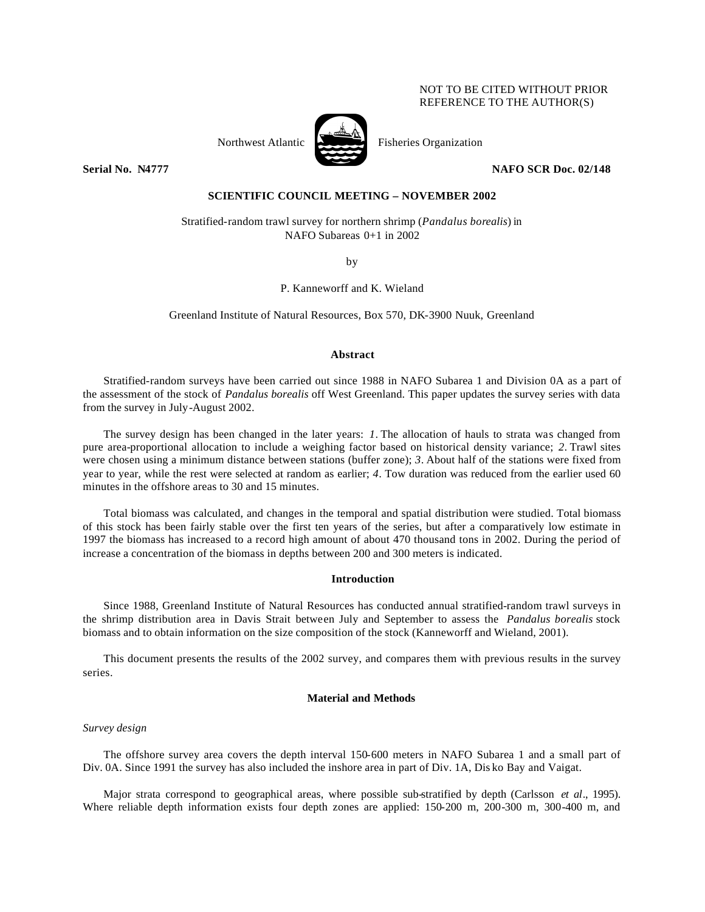NOT TO BE CITED WITHOUT PRIOR REFERENCE TO THE AUTHOR(S)

Northwest Atlantic Fisheries Organization

**Serial No. N4777** **NAFO SCR Doc. 02/148**

**SCIENTIFIC COUNCIL MEETING – NOVEMBER 2002**

Stratified-random trawl survey for northern shrimp (*Pandalus borealis*) in NAFO Subareas 0+1 in 2002

by

P. Kanneworff and K. Wieland

Greenland Institute of Natural Resources, Box 570, DK-3900 Nuuk, Greenland

## Abstract

Stratified-random surveys have been carried out since 1988 in NAFO Subarea 1 and Division 0A as a part of the assessment of the stock of *Pandalus borealis* off West Greenland. This paper updates the survey series with data from the survey in July-August 2002.

The survey design has been changed in the later years: *1*. The allocation of hauls to strata was changed from pure area-proportional allocation to include a weighing factor based on historical density variance; *2*. Trawl sites were chosen using a minimum distance between stations (buffer zone); *3*. About half of the stations were fixed from year to year, while the rest were selected at random as earlier; *4*. Tow duration was reduced from the earlier used 60 minutes in the offshore areas to 30 and 15 minutes.

Total biomass was calculated, and changes in the temporal and spatial distribution were studied. Total biomass of this stock has been fairly stable over the first ten years of the series, but after a comparatively low estimate in 1997 the biomass has increased to a record high amount of about 470 thousand tons in 2002. During the period of increase a concentration of the biomass in depths between 200 and 300 meters is indicated.

## Introduction

Since 1988, Greenland Institute of Natural Resources has conducted annual stratified-random trawl surveys in the shrimp distribution area in Davis Strait between July and September to assess the *Pandalus borealis* stock biomass and to obtain information on the size composition of the stock (Kanneworff and Wieland, 2001).

This document presents the results of the 2002 survey, and compares them with previous results in the survey series.

## Material and Methods

### *Survey design*

The offshore survey area covers the depth interval 150-600 meters in NAFO Subarea 1 and a small part of Div. 0A. Since 1991 the survey has also included the inshore area in part of Div. 1A, Disko Bay and Vaigat.

Major strata correspond to geographical areas, where possible sub-stratified by depth (Carlsson *et al*., 1995). Where reliable depth information exists four depth zones are applied: 150-200 m, 200-300 m, 300-400 m, and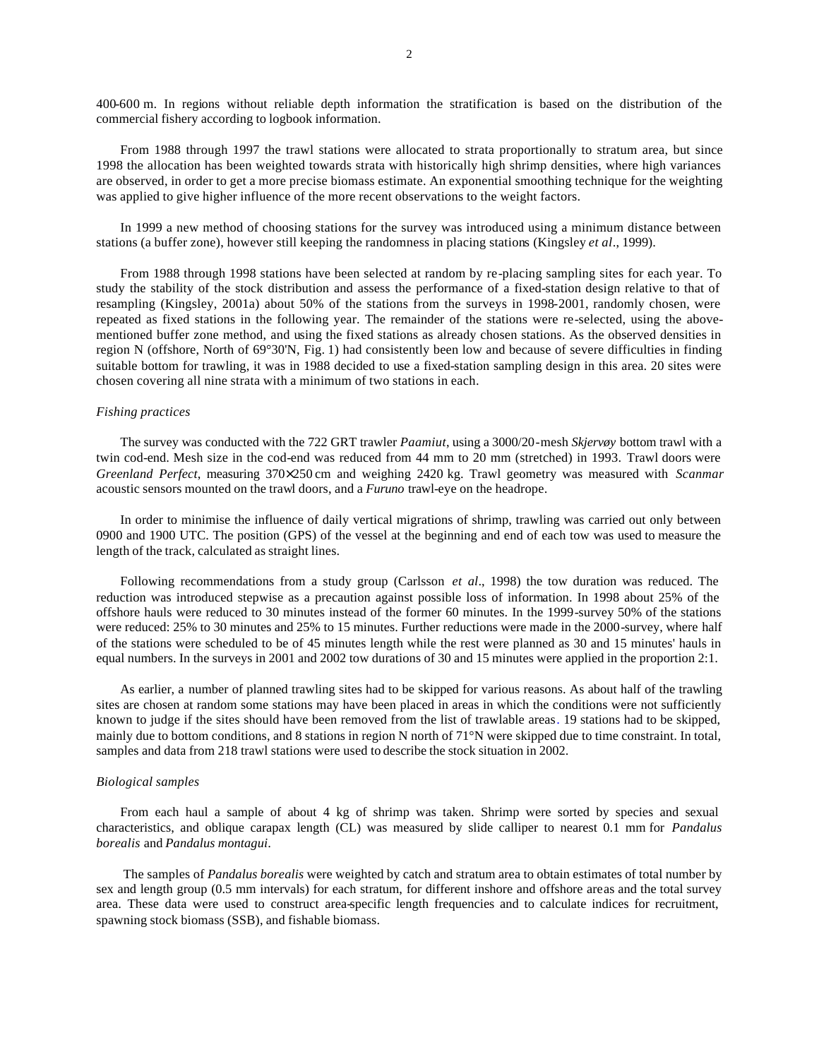400-600 m. In regions without reliable depth information the stratification is based on the distribution of the commercial fishery according to logbook information.

From 1988 through 1997 the trawl stations were allocated to strata proportionally to stratum area, but since 1998 the allocation has been weighted towards strata with historically high shrimp densities, where high variances are observed, in order to get a more precise biomass estimate. An exponential smoothing technique for the weighting was applied to give higher influence of the more recent observations to the weight factors.

In 1999 a new method of choosing stations for the survey was introduced using a minimum distance between stations (a buffer zone), however still keeping the randomness in placing stations (Kingsley *et al*., 1999).

From 1988 through 1998 stations have been selected at random by re-placing sampling sites for each year. To study the stability of the stock distribution and assess the performance of a fixed-station design relative to that of resampling (Kingsley, 2001a) about 50% of the stations from the surveys in 1998-2001, randomly chosen, were repeated as fixed stations in the following year. The remainder of the stations were re-selected, using the above-mentioned buffer zone method, and using the fixed stations as already chosen stations. As the observed densities in region N (offshore, North of 69°30'N, Fig. 1) had consistently been low and because of severe difficulties in finding suitable bottom for trawling, it was in 1988 decided to use a fixed-station sampling design in this area. 20 sites were chosen covering all nine strata with a minimum of two stations in each.

*Fishing practices*

The survey was conducted with the 722 GRT trawler *Paamiut*, using a 3000/20-mesh *Skjervøy* bottom trawl with a twin cod-end. Mesh size in the cod-end was reduced from 44 mm to 20 mm (stretched) in 1993. Trawl doors were *Greenland Perfect*, measuring 370×250 cm and weighing 2420 kg. Trawl geometry was measured with *Scanmar* acoustic sensors mounted on the trawl doors, and a *Furuno* trawl-eye on the headrope.

In order to minimise the influence of daily vertical migrations of shrimp, trawling was carried out only between 0900 and 1900 UTC. The position (GPS) of the vessel at the beginning and end of each tow was used to measure the length of the track, calculated as straight lines.

Following recommendations from a study group (Carlsson *et al*., 1998) the tow duration was reduced. The reduction was introduced stepwise as a precaution against possible loss of information. In 1998 about 25% of the offshore hauls were reduced to 30 minutes instead of the former 60 minutes. In the 1999-survey 50% of the stations were reduced: 25% to 30 minutes and 25% to 15 minutes. Further reductions were made in the 2000-survey, where half of the stations were scheduled to be of 45 minutes length while the rest were planned as 30 and 15 minutes' hauls in equal numbers. In the surveys in 2001 and 2002 tow durations of 30 and 15 minutes were applied in the proportion 2:1.

As earlier, a number of planned trawling sites had to be skipped for various reasons. As about half of the trawling sites are chosen at random some stations may have been placed in areas in which the conditions were not sufficiently known to judge if the sites should have been removed from the list of trawlable areas. 19 stations had to be skipped, mainly due to bottom conditions, and 8 stations in region N north of 71°N were skipped due to time constraint. In total, samples and data from 218 trawl stations were used to describe the stock situation in 2002.

*Biological samples*

From each haul a sample of about 4 kg of shrimp was taken. Shrimp were sorted by species and sexual characteristics, and oblique carapax length (CL) was measured by slide calliper to nearest 0.1 mm for *Pandalus borealis* and *Pandalus montagui*.

The samples of *Pandalus borealis* were weighted by catch and stratum area to obtain estimates of total number by sex and length group (0.5 mm intervals) for each stratum, for different inshore and offshore areas and the total survey area. These data were used to construct area-specific length frequencies and to calculate indices for recruitment, spawning stock biomass (SSB), and fishable biomass.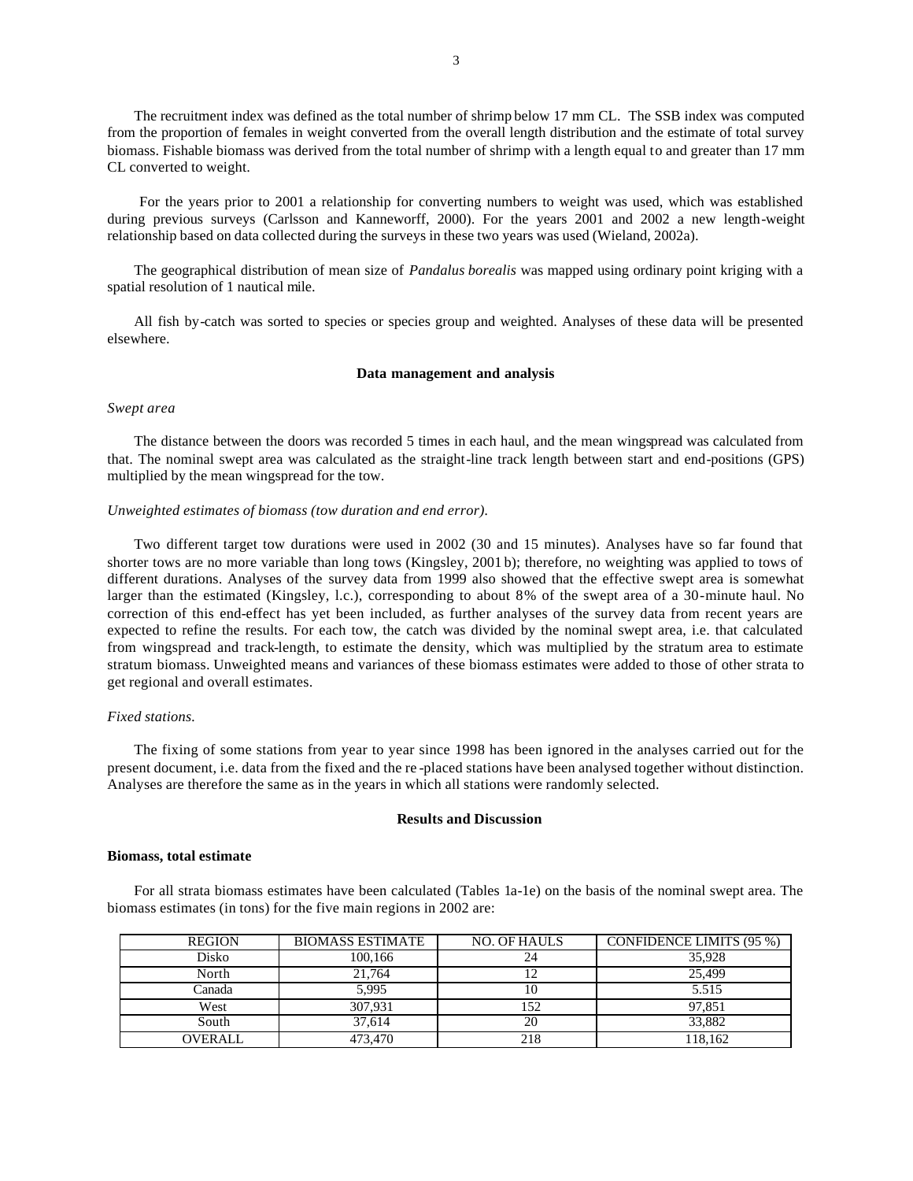The recruitment index was defined as the total number of shrimp below 17 mm CL. The SSB index was computed from the proportion of females in weight converted from the overall length distribution and the estimate of total survey biomass. Fishable biomass was derived from the total number of shrimp with a length equal to and greater than 17 mm CL converted to weight.

For the years prior to 2001 a relationship for converting numbers to weight was used, which was established during previous surveys (Carlsson and Kanneworff, 2000). For the years 2001 and 2002 a new length-weight relationship based on data collected during the surveys in these two years was used (Wieland, 2002a).

The geographical distribution of mean size of *Pandalus borealis* was mapped using ordinary point kriging with a spatial resolution of 1 nautical mile.

All fish by-catch was sorted to species or species group and weighted. Analyses of these data will be presented elsewhere.

## Data management and analysis

*Swept area*

The distance between the doors was recorded 5 times in each haul, and the mean wingspread was calculated from that. The nominal swept area was calculated as the straight-line track length between start and end-positions (GPS) multiplied by the mean wingspread for the tow.

*Unweighted estimates of biomass (tow duration and end error).*

Two different target tow durations were used in 2002 (30 and 15 minutes). Analyses have so far found that shorter tows are no more variable than long tows (Kingsley, 2001 b); therefore, no weighting was applied to tows of different durations. Analyses of the survey data from 1999 also showed that the effective swept area is somewhat larger than the estimated (Kingsley, l.c.), corresponding to about 8% of the swept area of a 30-minute haul. No correction of this end-effect has yet been included, as further analyses of the survey data from recent years are expected to refine the results. For each tow, the catch was divided by the nominal swept area, i.e. that calculated from wingspread and track-length, to estimate the density, which was multiplied by the stratum area to estimate stratum biomass. Unweighted means and variances of these biomass estimates were added to those of other strata to get regional and overall estimates.

*Fixed stations.*

The fixing of some stations from year to year since 1998 has been ignored in the analyses carried out for the present document, i.e. data from the fixed and the re-placed stations have been analysed together without distinction. Analyses are therefore the same as in the years in which all stations were randomly selected.

## Results and Discussion

### Biomass, total estimate

For all strata biomass estimates have been calculated (Tables 1a-1e) on the basis of the nominal swept area. The biomass estimates (in tons) for the five main regions in 2002 are:

| REGION | BIOMASS ESTIMATE | NO. OF HAULS | CONFIDENCE LIMITS (95 %) |
|---|---|---|---|
| Disko | 100,166 | 24 | 35,928 |
| North | 21,764 | 12 | 25,499 |
| Canada | 5,995 | 10 | 5.515 |
| West | 307,931 | 152 | 97,851 |
| South | 37,614 | 20 | 33,882 |
| OVERALL | 473,470 | 218 | 118,162 |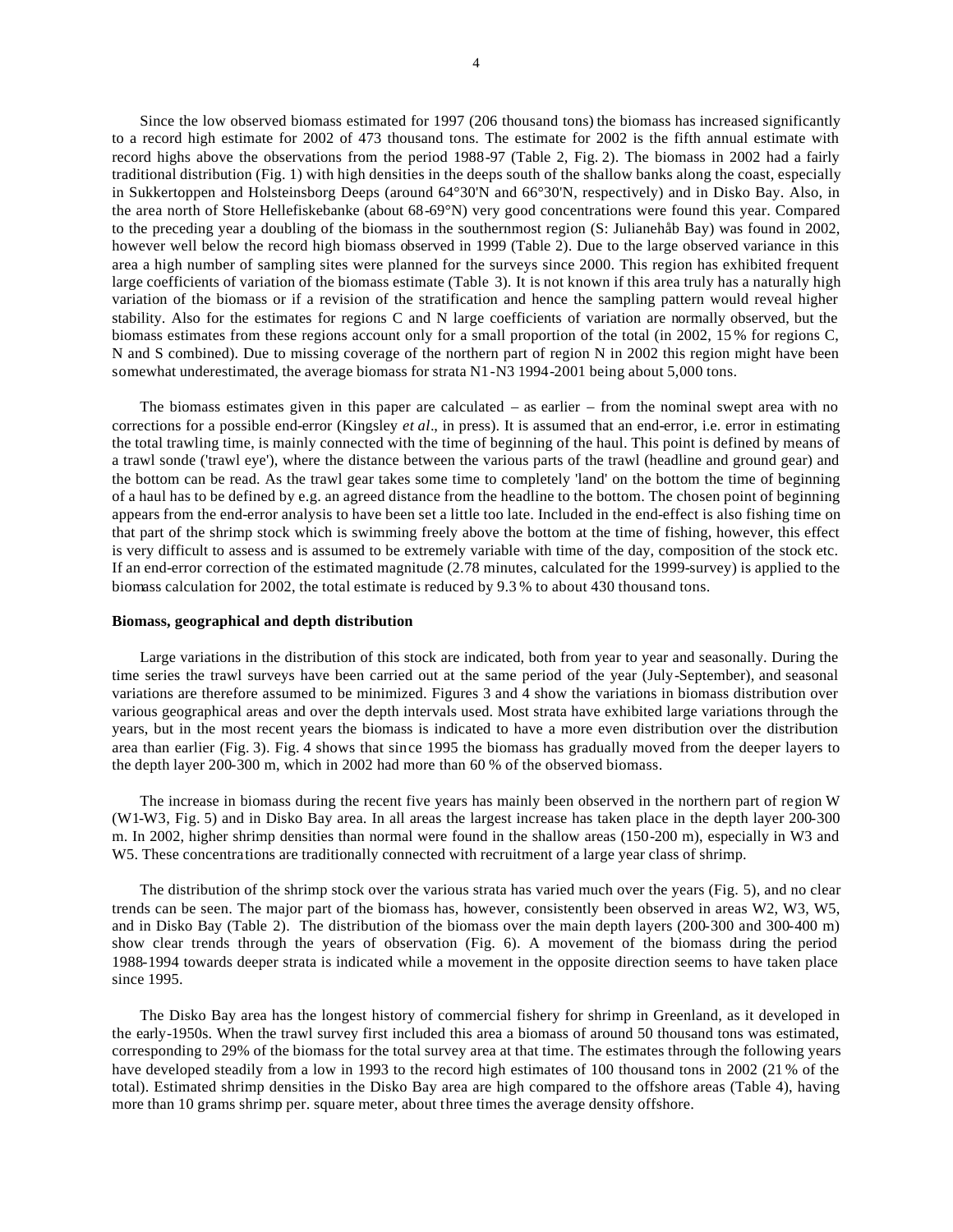Since the low observed biomass estimated for 1997 (206 thousand tons) the biomass has increased significantly to a record high estimate for 2002 of 473 thousand tons. The estimate for 2002 is the fifth annual estimate with record highs above the observations from the period 1988-97 (Table 2, Fig. 2). The biomass in 2002 had a fairly traditional distribution (Fig. 1) with high densities in the deeps south of the shallow banks along the coast, especially in Sukkertoppen and Holsteinsborg Deeps (around 64°30'N and 66°30'N, respectively) and in Disko Bay. Also, in the area north of Store Hellefiskebanke (about 68-69°N) very good concentrations were found this year. Compared to the preceding year a doubling of the biomass in the southernmost region (S: Julianehåb Bay) was found in 2002, however well below the record high biomass observed in 1999 (Table 2). Due to the large observed variance in this area a high number of sampling sites were planned for the surveys since 2000. This region has exhibited frequent large coefficients of variation of the biomass estimate (Table 3). It is not known if this area truly has a naturally high variation of the biomass or if a revision of the stratification and hence the sampling pattern would reveal higher stability. Also for the estimates for regions C and N large coefficients of variation are normally observed, but the biomass estimates from these regions account only for a small proportion of the total (in 2002, 15 % for regions C, N and S combined). Due to missing coverage of the northern part of region N in 2002 this region might have been somewhat underestimated, the average biomass for strata N1-N3 1994-2001 being about 5,000 tons.

The biomass estimates given in this paper are calculated – as earlier – from the nominal swept area with no corrections for a possible end-error (Kingsley *et al*., in press). It is assumed that an end-error, i.e. error in estimating the total trawling time, is mainly connected with the time of beginning of the haul. This point is defined by means of a trawl sonde ('trawl eye'), where the distance between the various parts of the trawl (headline and ground gear) and the bottom can be read. As the trawl gear takes some time to completely 'land' on the bottom the time of beginning of a haul has to be defined by e.g. an agreed distance from the headline to the bottom. The chosen point of beginning appears from the end-error analysis to have been set a little too late. Included in the end-effect is also fishing time on that part of the shrimp stock which is swimming freely above the bottom at the time of fishing, however, this effect is very difficult to assess and is assumed to be extremely variable with time of the day, composition of the stock etc. If an end-error correction of the estimated magnitude (2.78 minutes, calculated for the 1999-survey) is applied to the biomass calculation for 2002, the total estimate is reduced by 9.3 % to about 430 thousand tons.

**Biomass, geographical and depth distribution**

Large variations in the distribution of this stock are indicated, both from year to year and seasonally. During the time series the trawl surveys have been carried out at the same period of the year (July-September), and seasonal variations are therefore assumed to be minimized. Figures 3 and 4 show the variations in biomass distribution over various geographical areas and over the depth intervals used. Most strata have exhibited large variations through the years, but in the most recent years the biomass is indicated to have a more even distribution over the distribution area than earlier (Fig. 3). Fig. 4 shows that since 1995 the biomass has gradually moved from the deeper layers to the depth layer 200-300 m, which in 2002 had more than 60 % of the observed biomass.

The increase in biomass during the recent five years has mainly been observed in the northern part of region W (W1-W3, Fig. 5) and in Disko Bay area. In all areas the largest increase has taken place in the depth layer 200-300 m. In 2002, higher shrimp densities than normal were found in the shallow areas (150-200 m), especially in W3 and W5. These concentrations are traditionally connected with recruitment of a large year class of shrimp.

The distribution of the shrimp stock over the various strata has varied much over the years (Fig. 5), and no clear trends can be seen. The major part of the biomass has, however, consistently been observed in areas W2, W3, W5, and in Disko Bay (Table 2). The distribution of the biomass over the main depth layers (200-300 and 300-400 m) show clear trends through the years of observation (Fig. 6). A movement of the biomass during the period 1988-1994 towards deeper strata is indicated while a movement in the opposite direction seems to have taken place since 1995.

The Disko Bay area has the longest history of commercial fishery for shrimp in Greenland, as it developed in the early-1950s. When the trawl survey first included this area a biomass of around 50 thousand tons was estimated, corresponding to 29% of the biomass for the total survey area at that time. The estimates through the following years have developed steadily from a low in 1993 to the record high estimates of 100 thousand tons in 2002 (21 % of the total). Estimated shrimp densities in the Disko Bay area are high compared to the offshore areas (Table 4), having more than 10 grams shrimp per. square meter, about three times the average density offshore.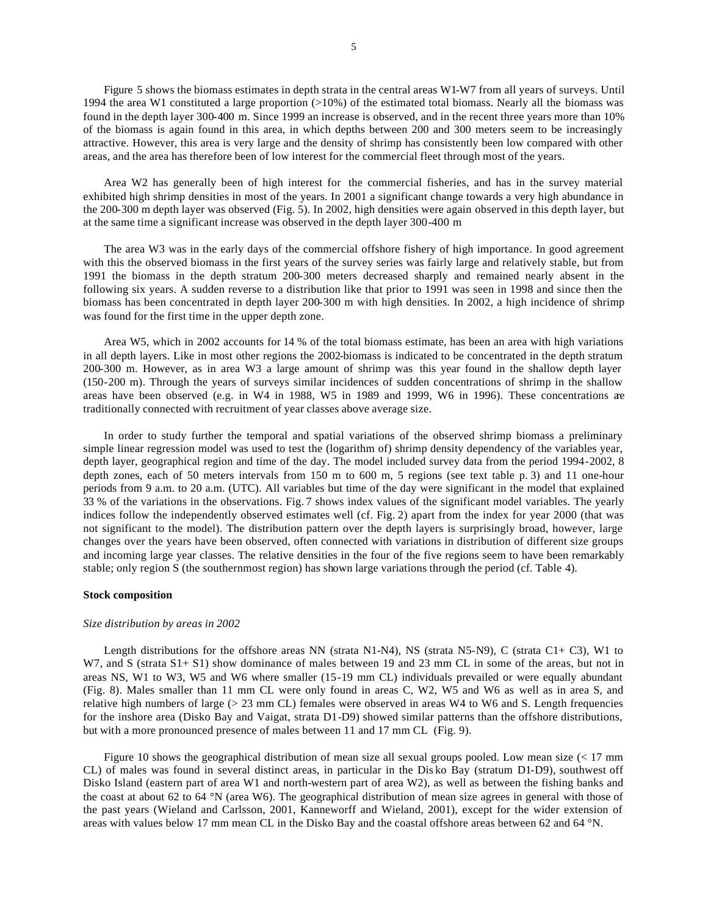Figure 5 shows the biomass estimates in depth strata in the central areas W1-W7 from all years of surveys. Until 1994 the area W1 constituted a large proportion (>10%) of the estimated total biomass. Nearly all the biomass was found in the depth layer 300-400 m. Since 1999 an increase is observed, and in the recent three years more than 10% of the biomass is again found in this area, in which depths between 200 and 300 meters seem to be increasingly attractive. However, this area is very large and the density of shrimp has consistently been low compared with other areas, and the area has therefore been of low interest for the commercial fleet through most of the years.

Area W2 has generally been of high interest for the commercial fisheries, and has in the survey material exhibited high shrimp densities in most of the years. In 2001 a significant change towards a very high abundance in the 200-300 m depth layer was observed (Fig. 5). In 2002, high densities were again observed in this depth layer, but at the same time a significant increase was observed in the depth layer 300-400 m

The area W3 was in the early days of the commercial offshore fishery of high importance. In good agreement with this the observed biomass in the first years of the survey series was fairly large and relatively stable, but from 1991 the biomass in the depth stratum 200-300 meters decreased sharply and remained nearly absent in the following six years. A sudden reverse to a distribution like that prior to 1991 was seen in 1998 and since then the biomass has been concentrated in depth layer 200-300 m with high densities. In 2002, a high incidence of shrimp was found for the first time in the upper depth zone.

Area W5, which in 2002 accounts for 14 % of the total biomass estimate, has been an area with high variations in all depth layers. Like in most other regions the 2002-biomass is indicated to be concentrated in the depth stratum 200-300 m. However, as in area W3 a large amount of shrimp was this year found in the shallow depth layer (150-200 m). Through the years of surveys similar incidences of sudden concentrations of shrimp in the shallow areas have been observed (e.g. in W4 in 1988, W5 in 1989 and 1999, W6 in 1996). These concentrations are traditionally connected with recruitment of year classes above average size.

In order to study further the temporal and spatial variations of the observed shrimp biomass a preliminary simple linear regression model was used to test the (logarithm of) shrimp density dependency of the variables year, depth layer, geographical region and time of the day. The model included survey data from the period 1994-2002, 8 depth zones, each of 50 meters intervals from 150 m to 600 m, 5 regions (see text table p. 3) and 11 one-hour periods from 9 a.m. to 20 a.m. (UTC). All variables but time of the day were significant in the model that explained 33 % of the variations in the observations. Fig. 7 shows index values of the significant model variables. The yearly indices follow the independently observed estimates well (cf. Fig. 2) apart from the index for year 2000 (that was not significant to the model). The distribution pattern over the depth layers is surprisingly broad, however, large changes over the years have been observed, often connected with variations in distribution of different size groups and incoming large year classes. The relative densities in the four of the five regions seem to have been remarkably stable; only region S (the southernmost region) has shown large variations through the period (cf. Table 4).

## Stock composition

### *Size distribution by areas in 2002*

Length distributions for the offshore areas NN (strata N1-N4), NS (strata N5-N9), C (strata C1+ C3), W1 to W7, and S (strata S1+ S1) show dominance of males between 19 and 23 mm CL in some of the areas, but not in areas NS, W1 to W3, W5 and W6 where smaller (15-19 mm CL) individuals prevailed or were equally abundant (Fig. 8). Males smaller than 11 mm CL were only found in areas C, W2, W5 and W6 as well as in area S, and relative high numbers of large (> 23 mm CL) females were observed in areas W4 to W6 and S. Length frequencies for the inshore area (Disko Bay and Vaigat, strata D1-D9) showed similar patterns than the offshore distributions, but with a more pronounced presence of males between 11 and 17 mm CL (Fig. 9).

Figure 10 shows the geographical distribution of mean size all sexual groups pooled. Low mean size (< 17 mm CL) of males was found in several distinct areas, in particular in the Disko Bay (stratum D1-D9), southwest off Disko Island (eastern part of area W1 and north-western part of area W2), as well as between the fishing banks and the coast at about 62 to 64 °N (area W6). The geographical distribution of mean size agrees in general with those of the past years (Wieland and Carlsson, 2001, Kanneworff and Wieland, 2001), except for the wider extension of areas with values below 17 mm mean CL in the Disko Bay and the coastal offshore areas between 62 and 64 °N.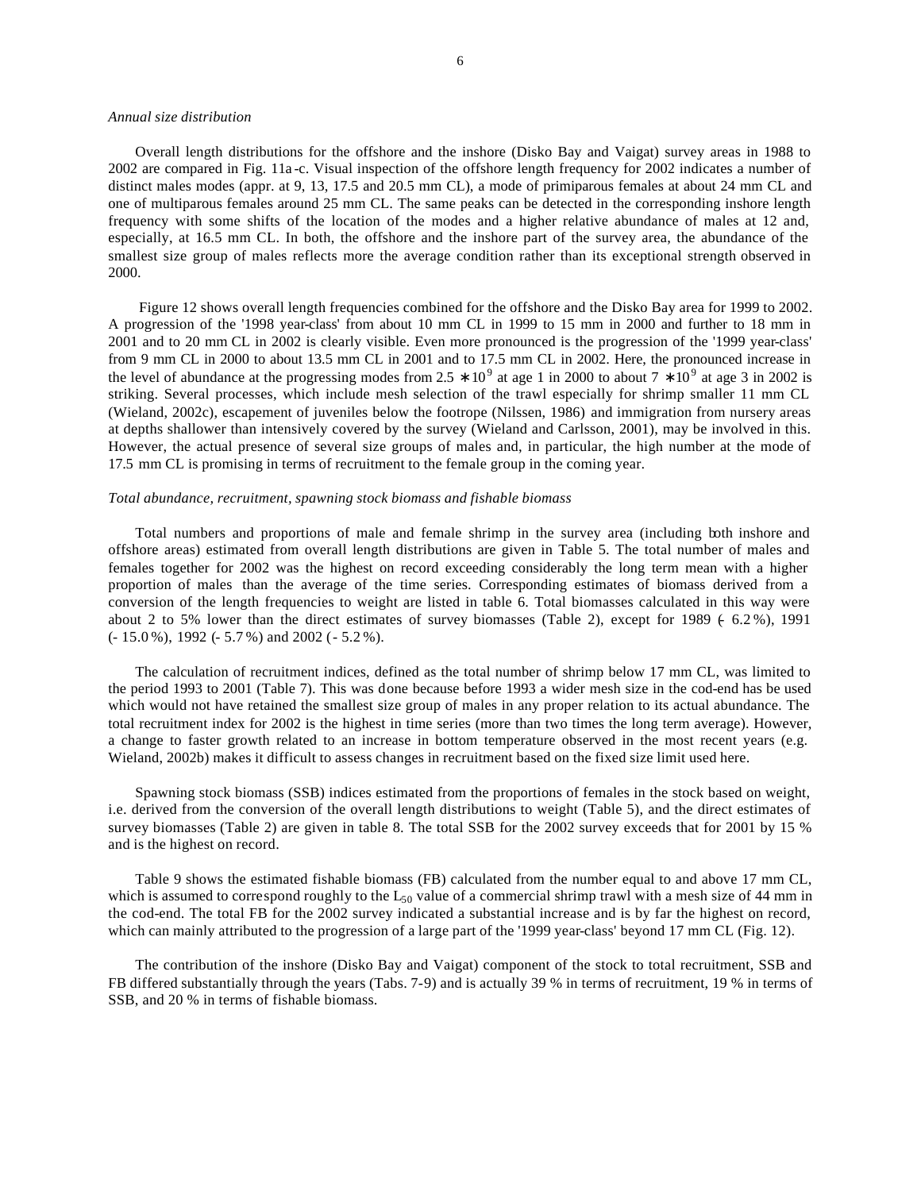*Annual size distribution*

Overall length distributions for the offshore and the inshore (Disko Bay and Vaigat) survey areas in 1988 to 2002 are compared in Fig. 11a-c. Visual inspection of the offshore length frequency for 2002 indicates a number of distinct males modes (appr. at 9, 13, 17.5 and 20.5 mm CL), a mode of primiparous females at about 24 mm CL and one of multiparous females around 25 mm CL. The same peaks can be detected in the corresponding inshore length frequency with some shifts of the location of the modes and a higher relative abundance of males at 12 and, especially, at 16.5 mm CL. In both, the offshore and the inshore part of the survey area, the abundance of the smallest size group of males reflects more the average condition rather than its exceptional strength observed in 2000.

Figure 12 shows overall length frequencies combined for the offshore and the Disko Bay area for 1999 to 2002. A progression of the '1998 year-class' from about 10 mm CL in 1999 to 15 mm in 2000 and further to 18 mm in 2001 and to 20 mm CL in 2002 is clearly visible. Even more pronounced is the progression of the '1999 year-class' from 9 mm CL in 2000 to about 13.5 mm CL in 2001 and to 17.5 mm CL in 2002. Here, the pronounced increase in the level of abundance at the progressing modes from $2.5 * 10^9$ at age 1 in 2000 to about $7 * 10^9$ at age 3 in 2002 is striking. Several processes, which include mesh selection of the trawl especially for shrimp smaller 11 mm CL (Wieland, 2002c), escapement of juveniles below the footrope (Nilssen, 1986) and immigration from nursery areas at depths shallower than intensively covered by the survey (Wieland and Carlsson, 2001), may be involved in this. However, the actual presence of several size groups of males and, in particular, the high number at the mode of 17.5 mm CL is promising in terms of recruitment to the female group in the coming year.

*Total abundance, recruitment, spawning stock biomass and fishable biomass*

Total numbers and proportions of male and female shrimp in the survey area (including both inshore and offshore areas) estimated from overall length distributions are given in Table 5. The total number of males and females together for 2002 was the highest on record exceeding considerably the long term mean with a higher proportion of males than the average of the time series. Corresponding estimates of biomass derived from a conversion of the length frequencies to weight are listed in table 6. Total biomasses calculated in this way were about 2 to 5% lower than the direct estimates of survey biomasses (Table 2), except for 1989 (- 6.2 %), 1991 (- 15.0 %), 1992 (- 5.7 %) and 2002 (- 5.2 %).

The calculation of recruitment indices, defined as the total number of shrimp below 17 mm CL, was limited to the period 1993 to 2001 (Table 7). This was done because before 1993 a wider mesh size in the cod-end has be used which would not have retained the smallest size group of males in any proper relation to its actual abundance. The total recruitment index for 2002 is the highest in time series (more than two times the long term average). However, a change to faster growth related to an increase in bottom temperature observed in the most recent years (e.g. Wieland, 2002b) makes it difficult to assess changes in recruitment based on the fixed size limit used here.

Spawning stock biomass (SSB) indices estimated from the proportions of females in the stock based on weight, i.e. derived from the conversion of the overall length distributions to weight (Table 5), and the direct estimates of survey biomasses (Table 2) are given in table 8. The total SSB for the 2002 survey exceeds that for 2001 by 15 % and is the highest on record.

Table 9 shows the estimated fishable biomass (FB) calculated from the number equal to and above 17 mm CL, which is assumed to correspond roughly to the $L_{50}$ value of a commercial shrimp trawl with a mesh size of 44 mm in the cod-end. The total FB for the 2002 survey indicated a substantial increase and is by far the highest on record, which can mainly attributed to the progression of a large part of the '1999 year-class' beyond 17 mm CL (Fig. 12).

The contribution of the inshore (Disko Bay and Vaigat) component of the stock to total recruitment, SSB and FB differed substantially through the years (Tabs. 7-9) and is actually 39 % in terms of recruitment, 19 % in terms of SSB, and 20 % in terms of fishable biomass.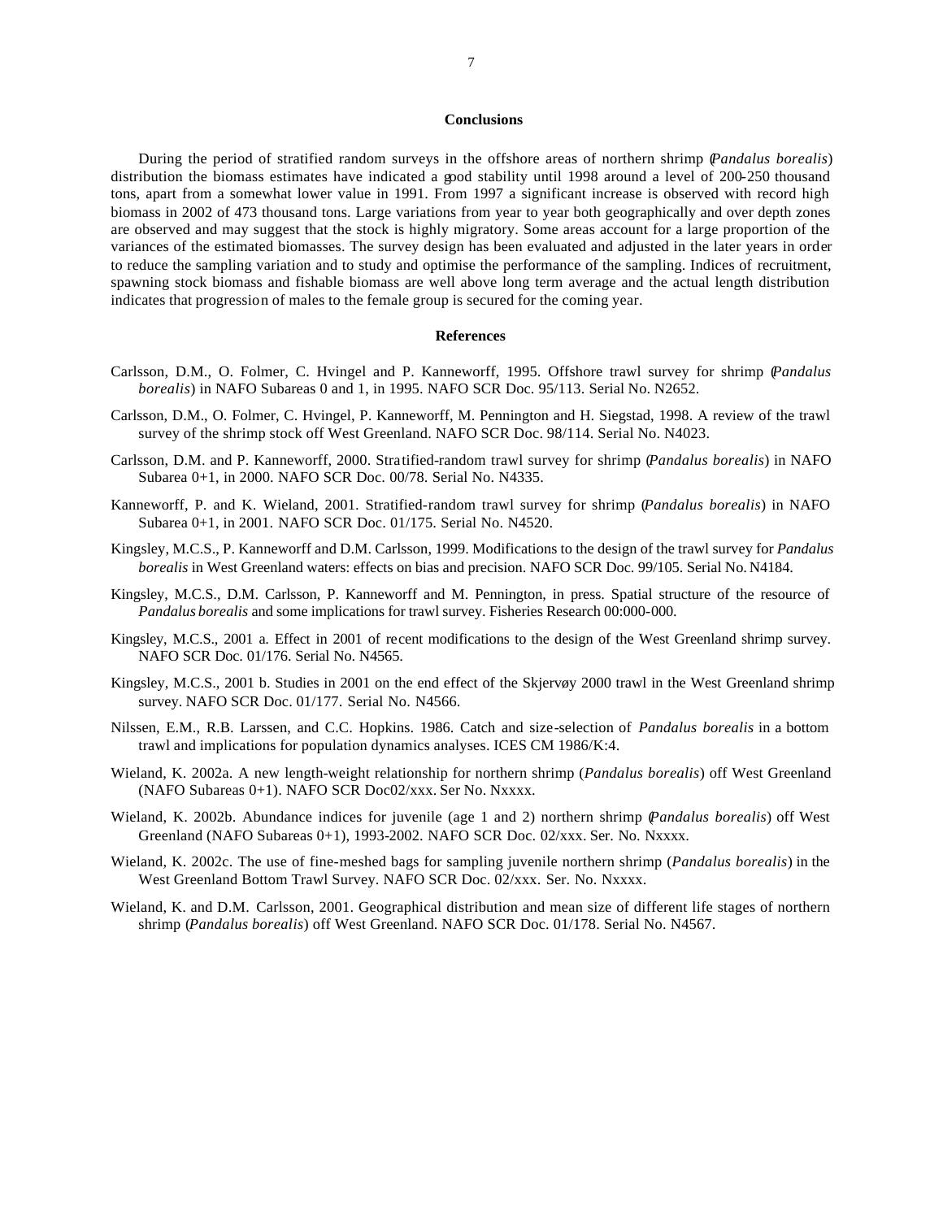## Conclusions

During the period of stratified random surveys in the offshore areas of northern shrimp (*Pandalus borealis*) distribution the biomass estimates have indicated a good stability until 1998 around a level of 200-250 thousand tons, apart from a somewhat lower value in 1991. From 1997 a significant increase is observed with record high biomass in 2002 of 473 thousand tons. Large variations from year to year both geographically and over depth zones are observed and may suggest that the stock is highly migratory. Some areas account for a large proportion of the variances of the estimated biomasses. The survey design has been evaluated and adjusted in the later years in order to reduce the sampling variation and to study and optimise the performance of the sampling. Indices of recruitment, spawning stock biomass and fishable biomass are well above long term average and the actual length distribution indicates that progression of males to the female group is secured for the coming year.

## References

Carlsson, D.M., O. Folmer, C. Hvingel and P. Kanneworff, 1995. Offshore trawl survey for shrimp (*Pandalus borealis*) in NAFO Subareas 0 and 1, in 1995. NAFO SCR Doc. 95/113. Serial No. N2652.

Carlsson, D.M., O. Folmer, C. Hvingel, P. Kanneworff, M. Pennington and H. Siegstad, 1998. A review of the trawl survey of the shrimp stock off West Greenland. NAFO SCR Doc. 98/114. Serial No. N4023.

Carlsson, D.M. and P. Kanneworff, 2000. Stratified-random trawl survey for shrimp (*Pandalus borealis*) in NAFO Subarea 0+1, in 2000. NAFO SCR Doc. 00/78. Serial No. N4335.

Kanneworff, P. and K. Wieland, 2001. Stratified-random trawl survey for shrimp (*Pandalus borealis*) in NAFO Subarea 0+1, in 2001. NAFO SCR Doc. 01/175. Serial No. N4520.

Kingsley, M.C.S., P. Kanneworff and D.M. Carlsson, 1999. Modifications to the design of the trawl survey for *Pandalus borealis* in West Greenland waters: effects on bias and precision. NAFO SCR Doc. 99/105. Serial No. N4184.

Kingsley, M.C.S., D.M. Carlsson, P. Kanneworff and M. Pennington, in press. Spatial structure of the resource of *Pandalus borealis* and some implications for trawl survey. Fisheries Research 00:000-000.

Kingsley, M.C.S., 2001 a. Effect in 2001 of recent modifications to the design of the West Greenland shrimp survey. NAFO SCR Doc. 01/176. Serial No. N4565.

Kingsley, M.C.S., 2001 b. Studies in 2001 on the end effect of the Skjervøy 2000 trawl in the West Greenland shrimp survey. NAFO SCR Doc. 01/177. Serial No. N4566.

Nilssen, E.M., R.B. Larssen, and C.C. Hopkins. 1986. Catch and size-selection of *Pandalus borealis* in a bottom trawl and implications for population dynamics analyses. ICES CM 1986/K:4.

Wieland, K. 2002a. A new length-weight relationship for northern shrimp (*Pandalus borealis*) off West Greenland (NAFO Subareas 0+1). NAFO SCR Doc02/xxx. Ser No. Nxxxx.

Wieland, K. 2002b. Abundance indices for juvenile (age 1 and 2) northern shrimp (*Pandalus borealis*) off West Greenland (NAFO Subareas 0+1), 1993-2002. NAFO SCR Doc. 02/xxx. Ser. No. Nxxxx.

Wieland, K. 2002c. The use of fine-meshed bags for sampling juvenile northern shrimp (*Pandalus borealis*) in the West Greenland Bottom Trawl Survey. NAFO SCR Doc. 02/xxx. Ser. No. Nxxxx.

Wieland, K. and D.M. Carlsson, 2001. Geographical distribution and mean size of different life stages of northern shrimp (*Pandalus borealis*) off West Greenland. NAFO SCR Doc. 01/178. Serial No. N4567.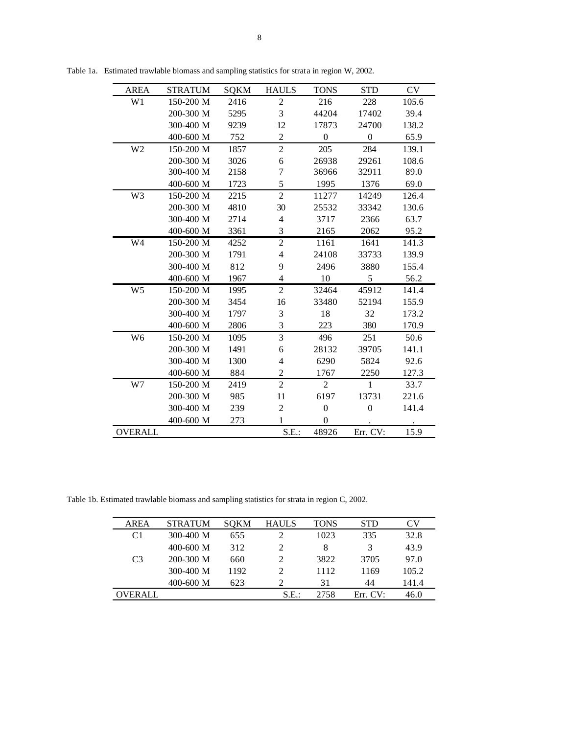Table 1a. Estimated trawlable biomass and sampling statistics for strata in region W, 2002.

| AREA | STRATUM | SQKM | HAULS | TONS | STD | CV |
|---|---|---|---|---|---|---|
| W1 | 150-200 M | 2416 | 2 | 216 | 228 | 105.6 |
| | 200-300 M | 5295 | 3 | 44204 | 17402 | 39.4 |
| | 300-400 M | 9239 | 12 | 17873 | 24700 | 138.2 |
| | 400-600 M | 752 | 2 | 0 | 0 | 65.9 |
| W2 | 150-200 M | 1857 | 2 | 205 | 284 | 139.1 |
| | 200-300 M | 3026 | 6 | 26938 | 29261 | 108.6 |
| | 300-400 M | 2158 | 7 | 36966 | 32911 | 89.0 |
| | 400-600 M | 1723 | 5 | 1995 | 1376 | 69.0 |
| W3 | 150-200 M | 2215 | 2 | 11277 | 14249 | 126.4 |
| | 200-300 M | 4810 | 30 | 25532 | 33342 | 130.6 |
| | 300-400 M | 2714 | 4 | 3717 | 2366 | 63.7 |
| | 400-600 M | 3361 | 3 | 2165 | 2062 | 95.2 |
| W4 | 150-200 M | 4252 | 2 | 1161 | 1641 | 141.3 |
| | 200-300 M | 1791 | 4 | 24108 | 33733 | 139.9 |
| | 300-400 M | 812 | 9 | 2496 | 3880 | 155.4 |
| | 400-600 M | 1967 | 4 | 10 | 5 | 56.2 |
| W5 | 150-200 M | 1995 | 2 | 32464 | 45912 | 141.4 |
| | 200-300 M | 3454 | 16 | 33480 | 52194 | 155.9 |
| | 300-400 M | 1797 | 3 | 18 | 32 | 173.2 |
| | 400-600 M | 2806 | 3 | 223 | 380 | 170.9 |
| W6 | 150-200 M | 1095 | 3 | 496 | 251 | 50.6 |
| | 200-300 M | 1491 | 6 | 28132 | 39705 | 141.1 |
| | 300-400 M | 1300 | 4 | 6290 | 5824 | 92.6 |
| | 400-600 M | 884 | 2 | 1767 | 2250 | 127.3 |
| W7 | 150-200 M | 2419 | 2 | 2 | 1 | 33.7 |
| | 200-300 M | 985 | 11 | 6197 | 13731 | 221.6 |
| | 300-400 M | 239 | 2 | 0 | 0 | 141.4 |
| | 400-600 M | 273 | 1 | 0 | . | . |
| OVERALL | | | S.E.: | 48926 | Err. CV: | 15.9 |

Table 1b. Estimated trawlable biomass and sampling statistics for strata in region C, 2002.

| AREA | STRATUM | SQKM | HAULS | TONS | STD | CV |
|---|---|---|---|---|---|---|
| C1 | 300-400 M | 655 | 2 | 1023 | 335 | 32.8 |
| | 400-600 M | 312 | 2 | 8 | 3 | 43.9 |
| C3 | 200-300 M | 660 | 2 | 3822 | 3705 | 97.0 |
| | 300-400 M | 1192 | 2 | 1112 | 1169 | 105.2 |
| | 400-600 M | 623 | 2 | 31 | 44 | 141.4 |
| OVERALL | | | S.E.: | 2758 | Err. CV: | 46.0 |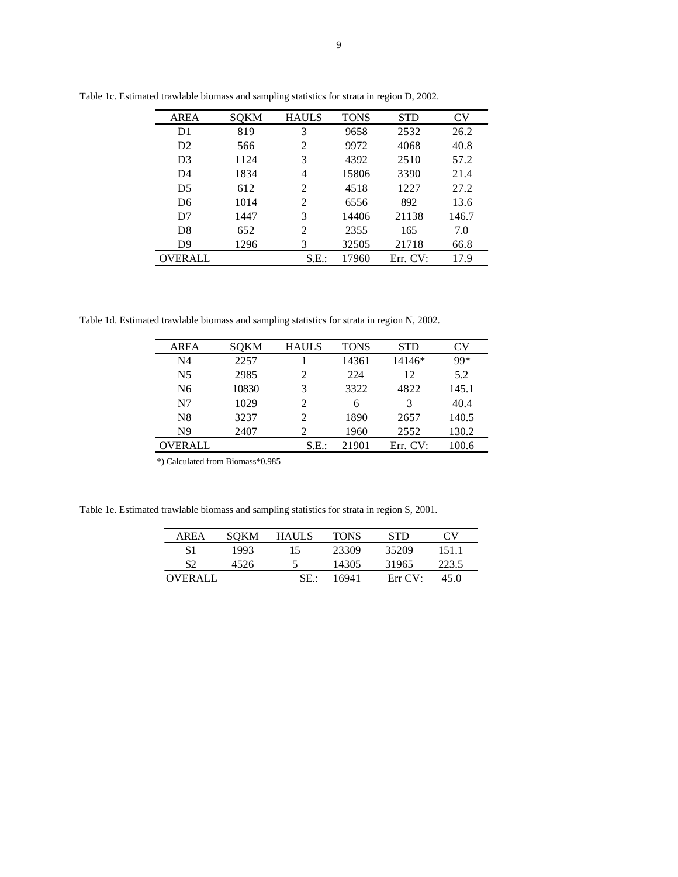Table 1c. Estimated trawlable biomass and sampling statistics for strata in region D, 2002.

| AREA | SQKM | HAULS | TONS | STD | CV |
|---|---|---|---|---|---|
| D1 | 819 | 3 | 9658 | 2532 | 26.2 |
| D2 | 566 | 2 | 9972 | 4068 | 40.8 |
| D3 | 1124 | 3 | 4392 | 2510 | 57.2 |
| D4 | 1834 | 4 | 15806 | 3390 | 21.4 |
| D5 | 612 | 2 | 4518 | 1227 | 27.2 |
| D6 | 1014 | 2 | 6556 | 892 | 13.6 |
| D7 | 1447 | 3 | 14406 | 21138 | 146.7 |
| D8 | 652 | 2 | 2355 | 165 | 7.0 |
| D9 | 1296 | 3 | 32505 | 21718 | 66.8 |
| OVERALL | | S.E.: | 17960 | Err. CV: | 17.9 |

Table 1d. Estimated trawlable biomass and sampling statistics for strata in region N, 2002.

| AREA | SQKM | HAULS | TONS | STD | CV |
|---|---|---|---|---|---|
| N4 | 2257 | 1 | 14361 | 14146* | 99* |
| N5 | 2985 | 2 | 224 | 12 | 5.2 |
| N6 | 10830 | 3 | 3322 | 4822 | 145.1 |
| N7 | 1029 | 2 | 6 | 3 | 40.4 |
| N8 | 3237 | 2 | 1890 | 2657 | 140.5 |
| N9 | 2407 | 2 | 1960 | 2552 | 130.2 |
| OVERALL | | S.E.: | 21901 | Err. CV: | 100.6 |

*) Calculated from Biomass*0.985

Table 1e. Estimated trawlable biomass and sampling statistics for strata in region S, 2001.

| AREA | SQKM | HAULS | TONS | STD | CV |
|---|---|---|---|---|---|
| S1 | 1993 | 15 | 23309 | 35209 | 151.1 |
| S2 | 4526 | 5 | 14305 | 31965 | 223.5 |
| OVERALL | | SE.: | 16941 | Err CV: | 45.0 |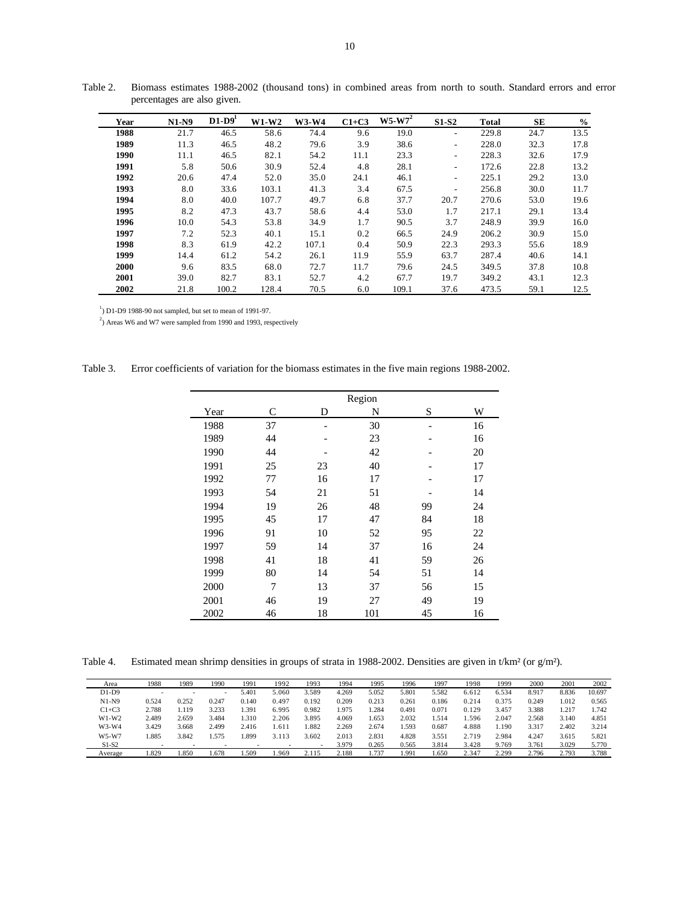Table 2. Biomass estimates 1988-2002 (thousand tons) in combined areas from north to south. Standard errors and error percentages are also given.

| Year | N1-N9 | D1-D9[1] | W1-W2 | W3-W4 | C1+C3 | W5-W7[2] | S1-S2 | Total | SE | % |
|---|---|---|---|---|---|---|---|---|---|---|
| **1988** | 21.7 | 46.5 | 58.6 | 74.4 | 9.6 | 19.0 | - | 229.8 | 24.7 | 13.5 |
| **1989** | 11.3 | 46.5 | 48.2 | 79.6 | 3.9 | 38.6 | - | 228.0 | 32.3 | 17.8 |
| **1990** | 11.1 | 46.5 | 82.1 | 54.2 | 11.1 | 23.3 | - | 228.3 | 32.6 | 17.9 |
| **1991** | 5.8 | 50.6 | 30.9 | 52.4 | 4.8 | 28.1 | - | 172.6 | 22.8 | 13.2 |
| **1992** | 20.6 | 47.4 | 52.0 | 35.0 | 24.1 | 46.1 | - | 225.1 | 29.2 | 13.0 |
| **1993** | 8.0 | 33.6 | 103.1 | 41.3 | 3.4 | 67.5 | - | 256.8 | 30.0 | 11.7 |
| **1994** | 8.0 | 40.0 | 107.7 | 49.7 | 6.8 | 37.7 | 20.7 | 270.6 | 53.0 | 19.6 |
| **1995** | 8.2 | 47.3 | 43.7 | 58.6 | 4.4 | 53.0 | 1.7 | 217.1 | 29.1 | 13.4 |
| **1996** | 10.0 | 54.3 | 53.8 | 34.9 | 1.7 | 90.5 | 3.7 | 248.9 | 39.9 | 16.0 |
| **1997** | 7.2 | 52.3 | 40.1 | 15.1 | 0.2 | 66.5 | 24.9 | 206.2 | 30.9 | 15.0 |
| **1998** | 8.3 | 61.9 | 42.2 | 107.1 | 0.4 | 50.9 | 22.3 | 293.3 | 55.6 | 18.9 |
| **1999** | 14.4 | 61.2 | 54.2 | 26.1 | 11.9 | 55.9 | 63.7 | 287.4 | 40.6 | 14.1 |
| **2000** | 9.6 | 83.5 | 68.0 | 72.7 | 11.7 | 79.6 | 24.5 | 349.5 | 37.8 | 10.8 |
| **2001** | 39.0 | 82.7 | 83.1 | 52.7 | 4.2 | 67.7 | 19.7 | 349.2 | 43.1 | 12.3 |
| **2002** | 21.8 | 100.2 | 128.4 | 70.5 | 6.0 | 109.1 | 37.6 | 473.5 | 59.1 | 12.5 |

[1]) D1-D9 1988-90 not sampled, but set to mean of 1991-97.

[2]) Areas W6 and W7 were sampled from 1990 and 1993, respectively

Table 3. Error coefficients of variation for the biomass estimates in the five main regions 1988-2002.

| | Region | | | | |
|---|---|---|---|---|---|
| Year | C | D | N | S | W |
| 1988 | 37 | - | 30 | - | 16 |
| 1989 | 44 | - | 23 | - | 16 |
| 1990 | 44 | - | 42 | - | 20 |
| 1991 | 25 | 23 | 40 | - | 17 |
| 1992 | 77 | 16 | 17 | - | 17 |
| 1993 | 54 | 21 | 51 | - | 14 |
| 1994 | 19 | 26 | 48 | 99 | 24 |
| 1995 | 45 | 17 | 47 | 84 | 18 |
| 1996 | 91 | 10 | 52 | 95 | 22 |
| 1997 | 59 | 14 | 37 | 16 | 24 |
| 1998 | 41 | 18 | 41 | 59 | 26 |
| 1999 | 80 | 14 | 54 | 51 | 14 |
| 2000 | 7 | 13 | 37 | 56 | 15 |
| 2001 | 46 | 19 | 27 | 49 | 19 |
| 2002 | 46 | 18 | 101 | 45 | 16 |

Table 4. Estimated mean shrimp densities in groups of strata in 1988-2002. Densities are given in t/km² (or g/m²).

| Area | 1988 | 1989 | 1990 | 1991 | 1992 | 1993 | 1994 | 1995 | 1996 | 1997 | 1998 | 1999 | 2000 | 2001 | 2002 |
|---|---|---|---|---|---|---|---|---|---|---|---|---|---|---|---|
| D1-D9 | - | - | - | 5.401 | 5.060 | 3.589 | 4.269 | 5.052 | 5.801 | 5.582 | 6.612 | 6.534 | 8.917 | 8.836 | 10.697 |
| N1-N9 | 0.524 | 0.252 | 0.247 | 0.140 | 0.497 | 0.192 | 0.209 | 0.213 | 0.261 | 0.186 | 0.214 | 0.375 | 0.249 | 1.012 | 0.565 |
| C1+C3 | 2.788 | 1.119 | 3.233 | 1.391 | 6.995 | 0.982 | 1.975 | 1.284 | 0.491 | 0.071 | 0.129 | 3.457 | 3.388 | 1.217 | 1.742 |
| W1-W2 | 2.489 | 2.659 | 3.484 | 1.310 | 2.206 | 3.895 | 4.069 | 1.653 | 2.032 | 1.514 | 1.596 | 2.047 | 2.568 | 3.140 | 4.851 |
| W3-W4 | 3.429 | 3.668 | 2.499 | 2.416 | 1.611 | 1.882 | 2.269 | 2.674 | 1.593 | 0.687 | 4.888 | 1.190 | 3.317 | 2.402 | 3.214 |
| W5-W7 | 1.885 | 3.842 | 1.575 | 1.899 | 3.113 | 3.602 | 2.013 | 2.831 | 4.828 | 3.551 | 2.719 | 2.984 | 4.247 | 3.615 | 5.821 |
| S1-S2 | - | - | - | - | - | - | 3.979 | 0.265 | 0.565 | 3.814 | 3.428 | 9.769 | 3.761 | 3.029 | 5.770 |
| Average | 1.829 | 1.850 | 1.678 | 1.509 | 1.969 | 2.115 | 2.188 | 1.737 | 1.991 | 1.650 | 2.347 | 2.299 | 2.796 | 2.793 | 3.788 |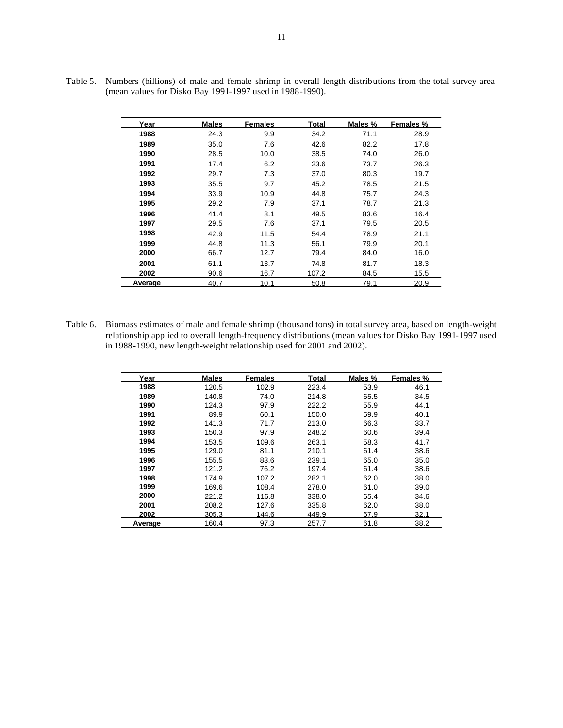Table 5. Numbers (billions) of male and female shrimp in overall length distributions from the total survey area (mean values for Disko Bay 1991-1997 used in 1988-1990).

| Year | Males | Females | Total | Males % | Females % |
|---|---|---|---|---|---|
| 1988 | 24.3 | 9.9 | 34.2 | 71.1 | 28.9 |
| 1989 | 35.0 | 7.6 | 42.6 | 82.2 | 17.8 |
| 1990 | 28.5 | 10.0 | 38.5 | 74.0 | 26.0 |
| 1991 | 17.4 | 6.2 | 23.6 | 73.7 | 26.3 |
| 1992 | 29.7 | 7.3 | 37.0 | 80.3 | 19.7 |
| 1993 | 35.5 | 9.7 | 45.2 | 78.5 | 21.5 |
| 1994 | 33.9 | 10.9 | 44.8 | 75.7 | 24.3 |
| 1995 | 29.2 | 7.9 | 37.1 | 78.7 | 21.3 |
| 1996 | 41.4 | 8.1 | 49.5 | 83.6 | 16.4 |
| 1997 | 29.5 | 7.6 | 37.1 | 79.5 | 20.5 |
| 1998 | 42.9 | 11.5 | 54.4 | 78.9 | 21.1 |
| 1999 | 44.8 | 11.3 | 56.1 | 79.9 | 20.1 |
| 2000 | 66.7 | 12.7 | 79.4 | 84.0 | 16.0 |
| 2001 | 61.1 | 13.7 | 74.8 | 81.7 | 18.3 |
| 2002 | 90.6 | 16.7 | 107.2 | 84.5 | 15.5 |
| Average | 40.7 | 10.1 | 50.8 | 79.1 | 20.9 |

Table 6. Biomass estimates of male and female shrimp (thousand tons) in total survey area, based on length-weight relationship applied to overall length-frequency distributions (mean values for Disko Bay 1991-1997 used in 1988-1990, new length-weight relationship used for 2001 and 2002).

| Year | Males | Females | Total | Males % | Females % |
|---|---|---|---|---|---|
| 1988 | 120.5 | 102.9 | 223.4 | 53.9 | 46.1 |
| 1989 | 140.8 | 74.0 | 214.8 | 65.5 | 34.5 |
| 1990 | 124.3 | 97.9 | 222.2 | 55.9 | 44.1 |
| 1991 | 89.9 | 60.1 | 150.0 | 59.9 | 40.1 |
| 1992 | 141.3 | 71.7 | 213.0 | 66.3 | 33.7 |
| 1993 | 150.3 | 97.9 | 248.2 | 60.6 | 39.4 |
| 1994 | 153.5 | 109.6 | 263.1 | 58.3 | 41.7 |
| 1995 | 129.0 | 81.1 | 210.1 | 61.4 | 38.6 |
| 1996 | 155.5 | 83.6 | 239.1 | 65.0 | 35.0 |
| 1997 | 121.2 | 76.2 | 197.4 | 61.4 | 38.6 |
| 1998 | 174.9 | 107.2 | 282.1 | 62.0 | 38.0 |
| 1999 | 169.6 | 108.4 | 278.0 | 61.0 | 39.0 |
| 2000 | 221.2 | 116.8 | 338.0 | 65.4 | 34.6 |
| 2001 | 208.2 | 127.6 | 335.8 | 62.0 | 38.0 |
| 2002 | 305.3 | 144.6 | 449.9 | 67.9 | 32.1 |
| Average | 160.4 | 97.3 | 257.7 | 61.8 | 38.2 |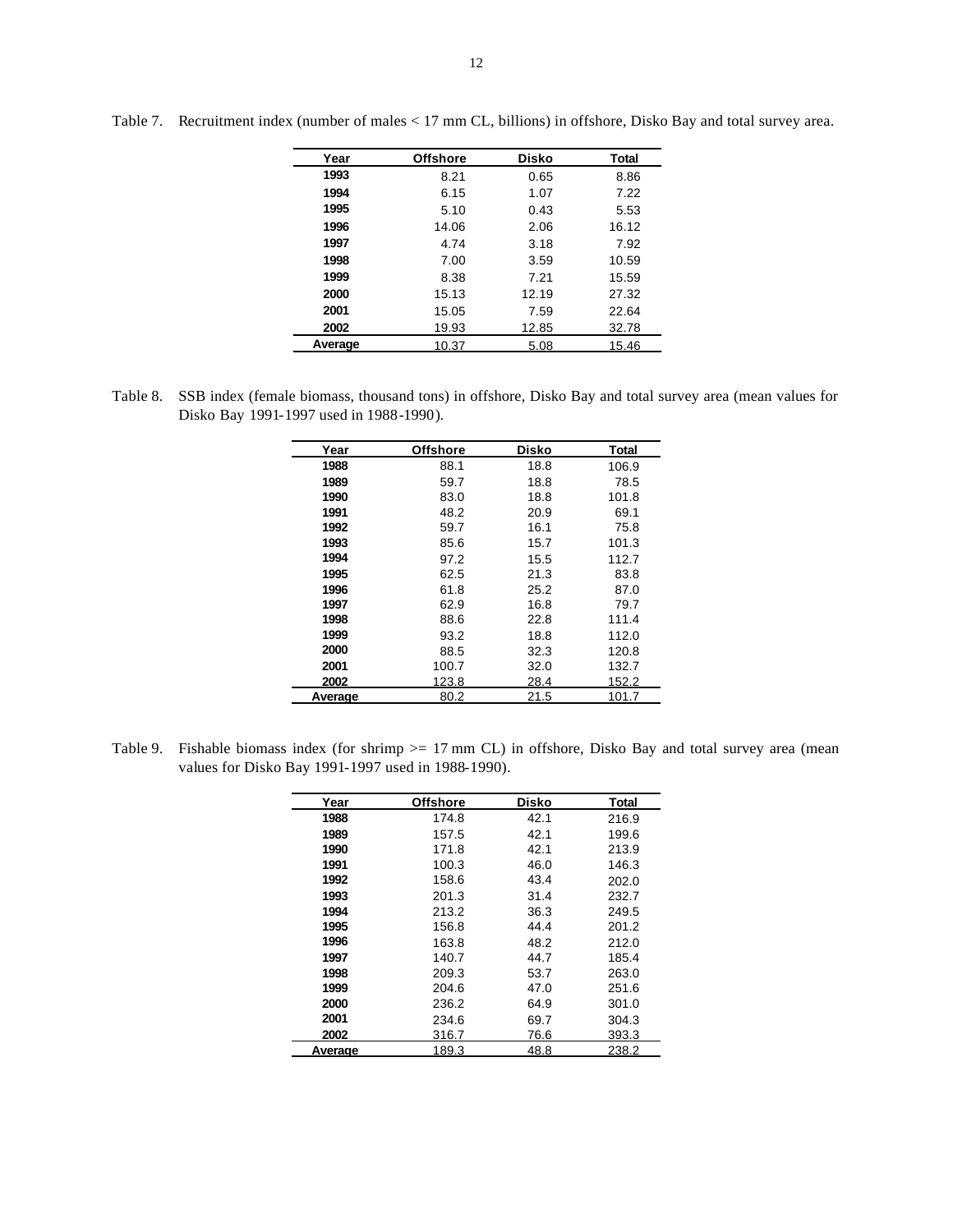Table 7. Recruitment index (number of males < 17 mm CL, billions) in offshore, Disko Bay and total survey area.

| Year | Offshore | Disko | Total |
|---|---|---|---|
| 1993 | 8.21 | 0.65 | 8.86 |
| 1994 | 6.15 | 1.07 | 7.22 |
| 1995 | 5.10 | 0.43 | 5.53 |
| 1996 | 14.06 | 2.06 | 16.12 |
| 1997 | 4.74 | 3.18 | 7.92 |
| 1998 | 7.00 | 3.59 | 10.59 |
| 1999 | 8.38 | 7.21 | 15.59 |
| 2000 | 15.13 | 12.19 | 27.32 |
| 2001 | 15.05 | 7.59 | 22.64 |
| 2002 | 19.93 | 12.85 | 32.78 |
| Average | 10.37 | 5.08 | 15.46 |

Table 8. SSB index (female biomass, thousand tons) in offshore, Disko Bay and total survey area (mean values for Disko Bay 1991-1997 used in 1988-1990).

| Year | Offshore | Disko | Total |
|---|---|---|---|
| 1988 | 88.1 | 18.8 | 106.9 |
| 1989 | 59.7 | 18.8 | 78.5 |
| 1990 | 83.0 | 18.8 | 101.8 |
| 1991 | 48.2 | 20.9 | 69.1 |
| 1992 | 59.7 | 16.1 | 75.8 |
| 1993 | 85.6 | 15.7 | 101.3 |
| 1994 | 97.2 | 15.5 | 112.7 |
| 1995 | 62.5 | 21.3 | 83.8 |
| 1996 | 61.8 | 25.2 | 87.0 |
| 1997 | 62.9 | 16.8 | 79.7 |
| 1998 | 88.6 | 22.8 | 111.4 |
| 1999 | 93.2 | 18.8 | 112.0 |
| 2000 | 88.5 | 32.3 | 120.8 |
| 2001 | 100.7 | 32.0 | 132.7 |
| 2002 | 123.8 | 28.4 | 152.2 |
| Average | 80.2 | 21.5 | 101.7 |

Table 9. Fishable biomass index (for shrimp >= 17 mm CL) in offshore, Disko Bay and total survey area (mean values for Disko Bay 1991-1997 used in 1988-1990).

| Year | Offshore | Disko | Total |
|---|---|---|---|
| 1988 | 174.8 | 42.1 | 216.9 |
| 1989 | 157.5 | 42.1 | 199.6 |
| 1990 | 171.8 | 42.1 | 213.9 |
| 1991 | 100.3 | 46.0 | 146.3 |
| 1992 | 158.6 | 43.4 | 202.0 |
| 1993 | 201.3 | 31.4 | 232.7 |
| 1994 | 213.2 | 36.3 | 249.5 |
| 1995 | 156.8 | 44.4 | 201.2 |
| 1996 | 163.8 | 48.2 | 212.0 |
| 1997 | 140.7 | 44.7 | 185.4 |
| 1998 | 209.3 | 53.7 | 263.0 |
| 1999 | 204.6 | 47.0 | 251.6 |
| 2000 | 236.2 | 64.9 | 301.0 |
| 2001 | 234.6 | 69.7 | 304.3 |
| 2002 | 316.7 | 76.6 | 393.3 |
| Average | 189.3 | 48.8 | 238.2 |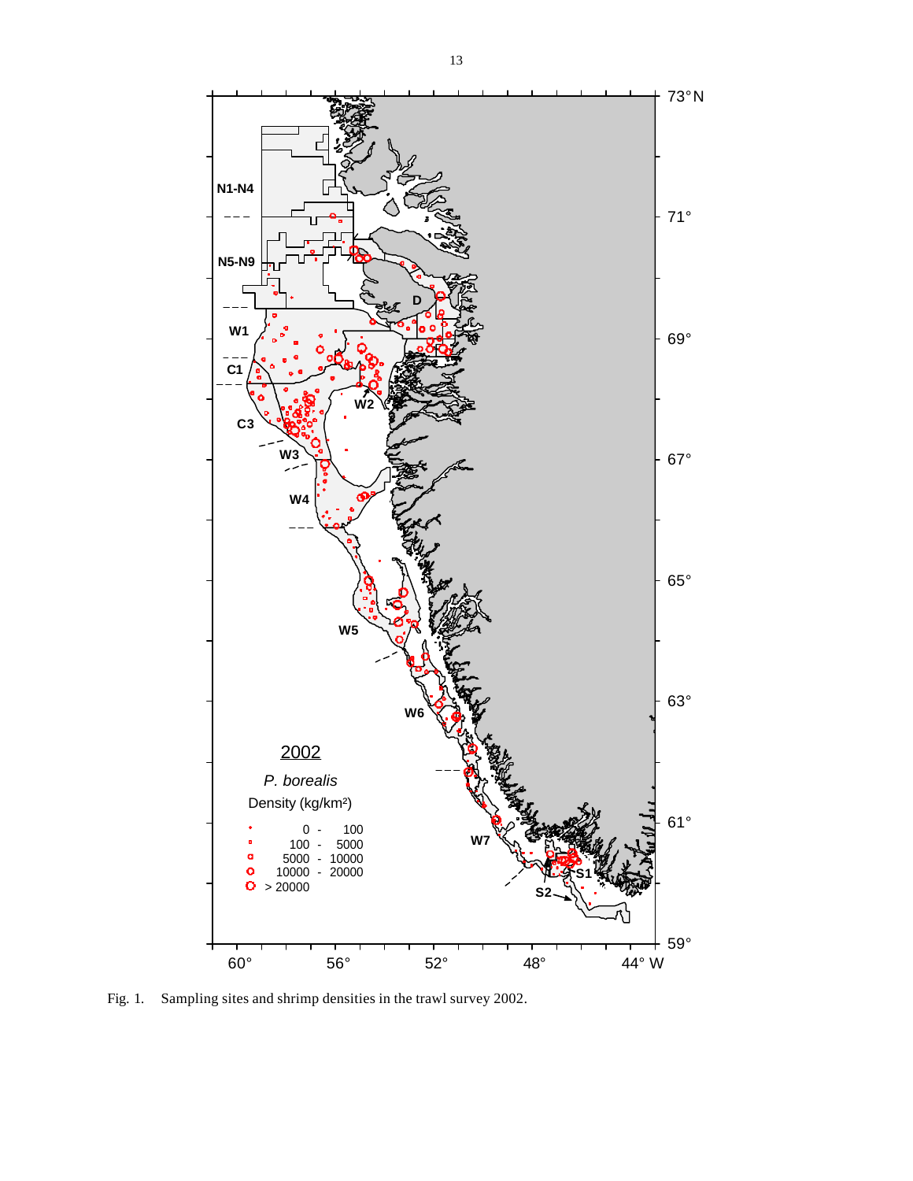Fig. 1. Sampling sites and shrimp densities in the trawl survey 2002.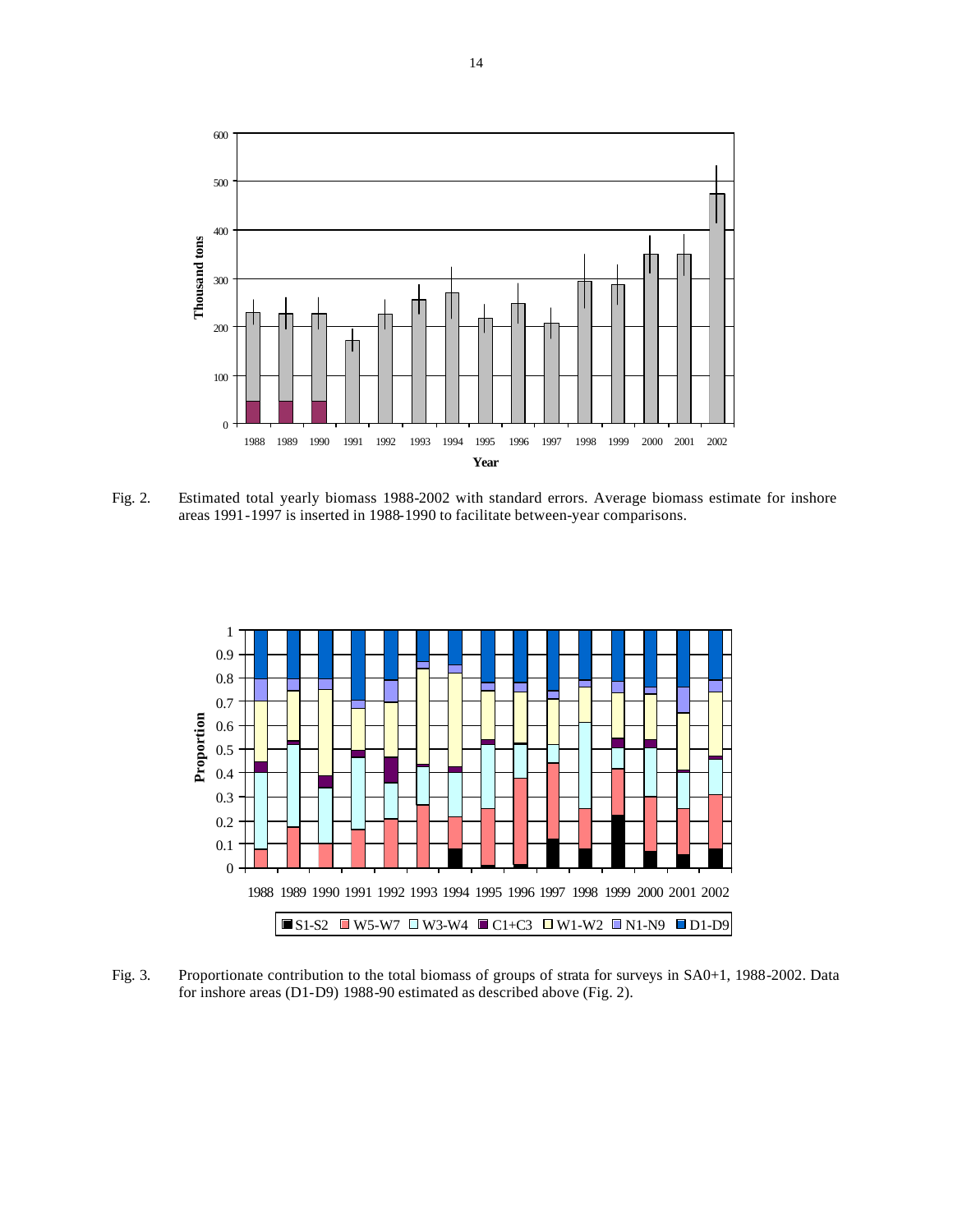Fig. 2. Estimated total yearly biomass 1988-2002 with standard errors. Average biomass estimate for inshore areas 1991-1997 is inserted in 1988-1990 to facilitate between-year comparisons.

Fig. 3. Proportionate contribution to the total biomass of groups of strata for surveys in SA0+1, 1988-2002. Data for inshore areas (D1-D9) 1988-90 estimated as described above (Fig. 2).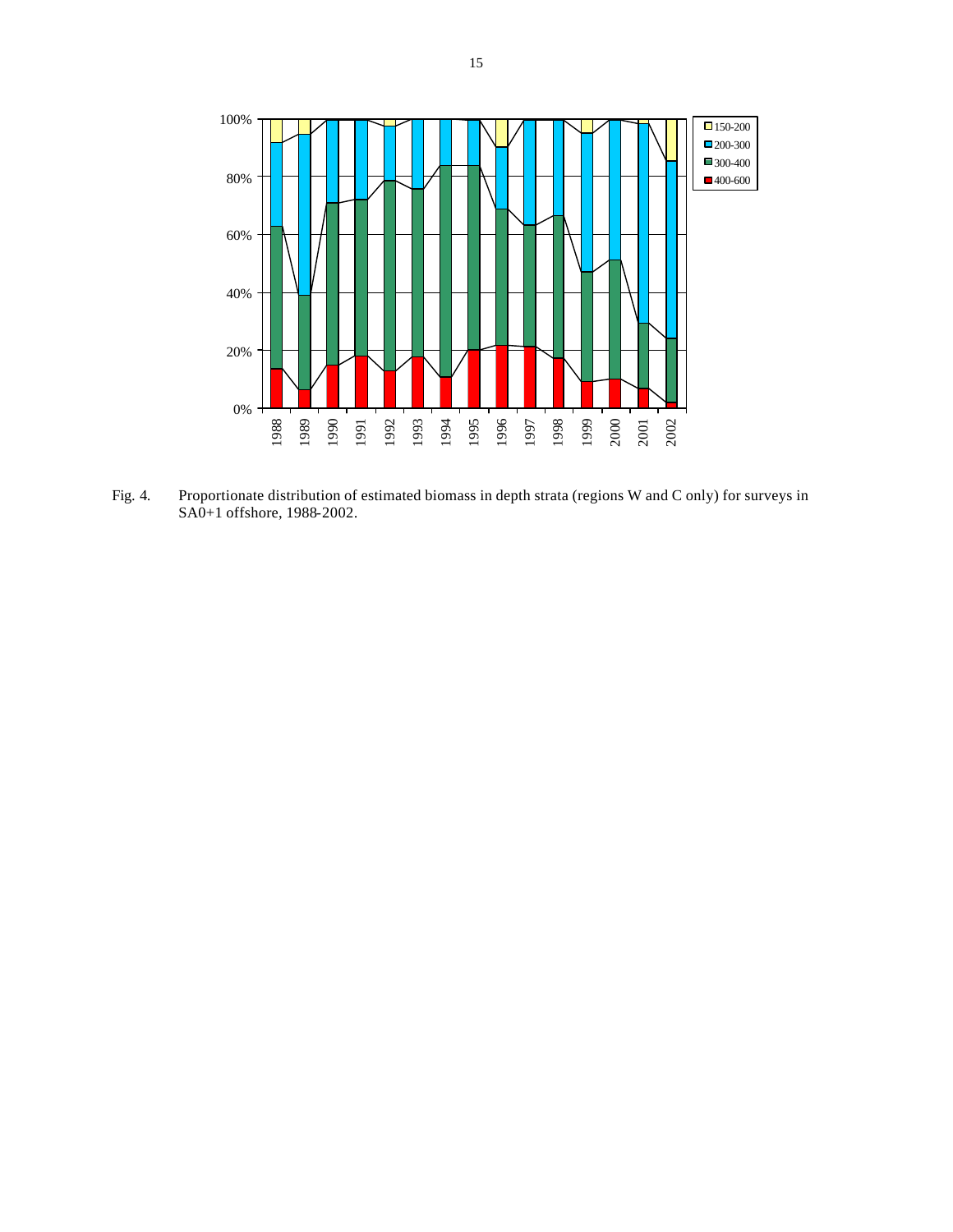Fig. 4. Proportionate distribution of estimated biomass in depth strata (regions W and C only) for surveys in SA0+1 offshore, 1988-2002.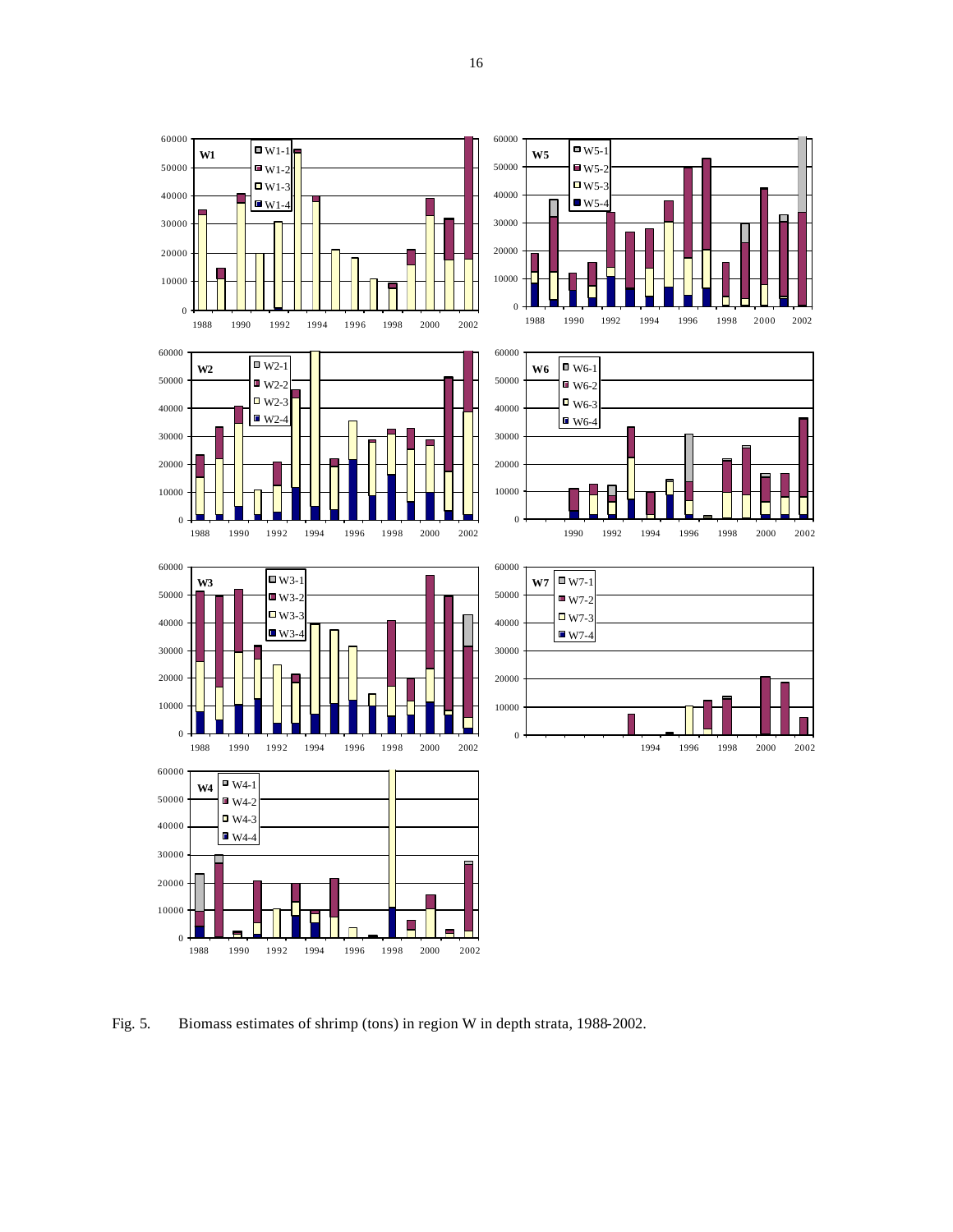Fig. 5. Biomass estimates of shrimp (tons) in region W in depth strata, 1988-2002.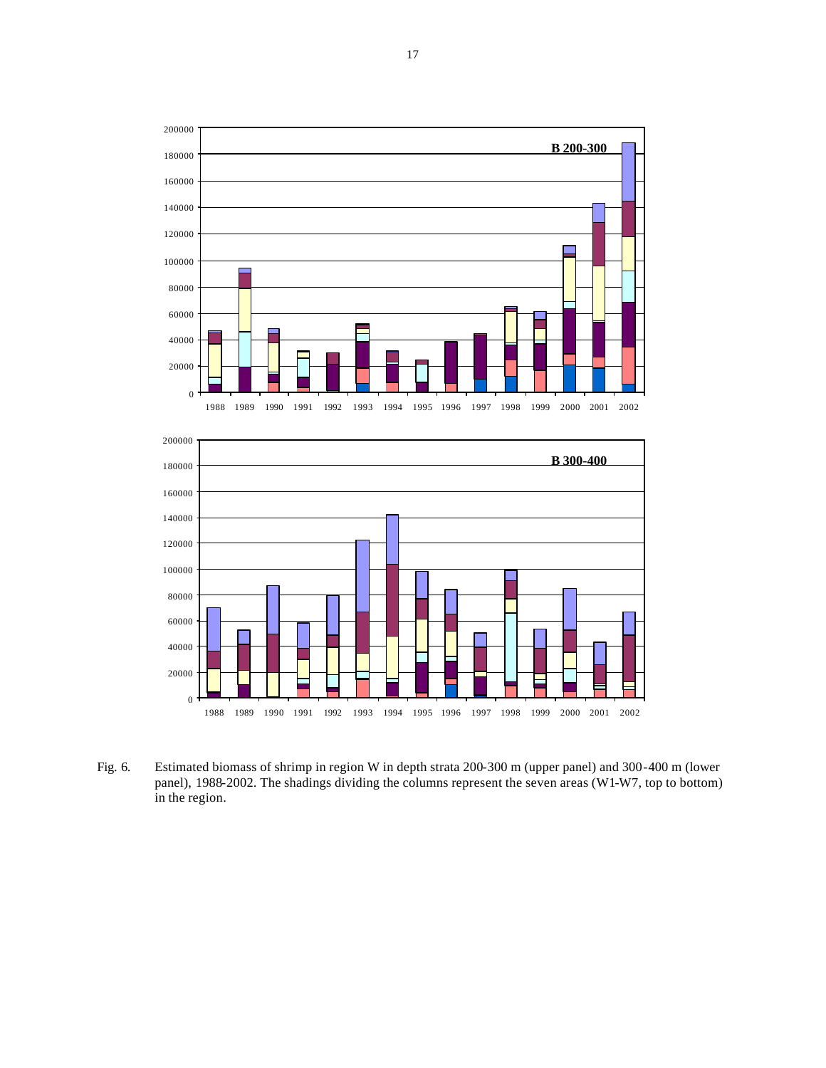Fig. 6. Estimated biomass of shrimp in region W in depth strata 200-300 m (upper panel) and 300-400 m (lower panel), 1988-2002. The shadings dividing the columns represent the seven areas (W1-W7, top to bottom) in the region.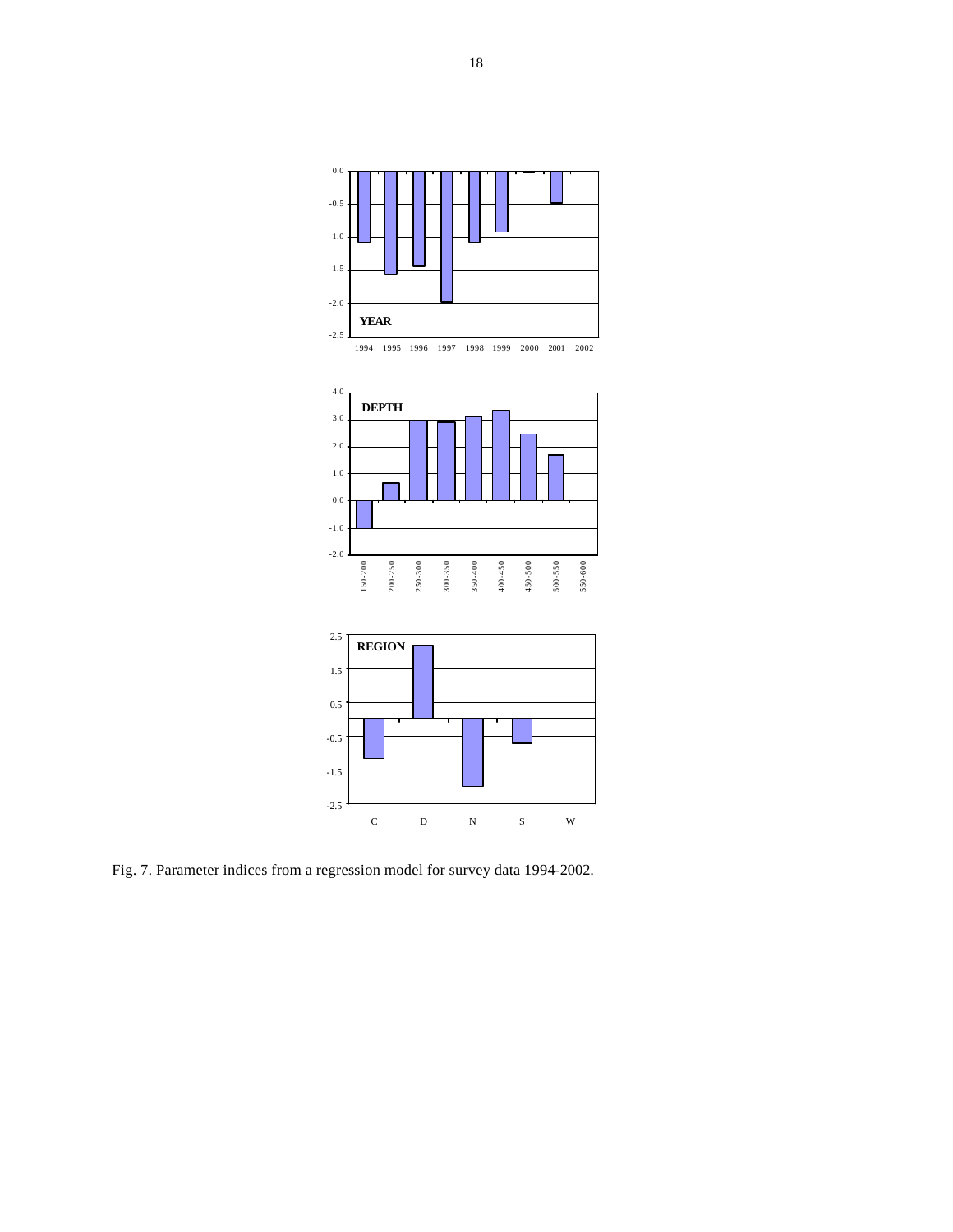Fig. 7. Parameter indices from a regression model for survey data 1994-2002.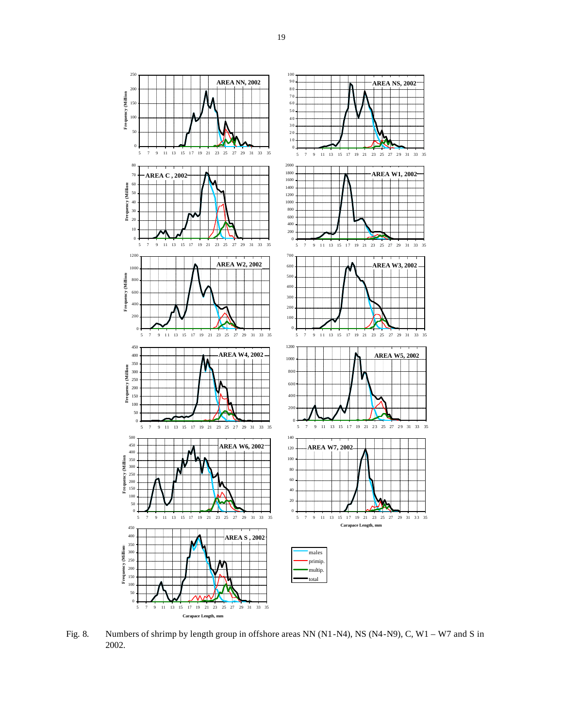Fig. 8. Numbers of shrimp by length group in offshore areas NN (N1-N4), NS (N4-N9), C, W1 – W7 and S in 2002.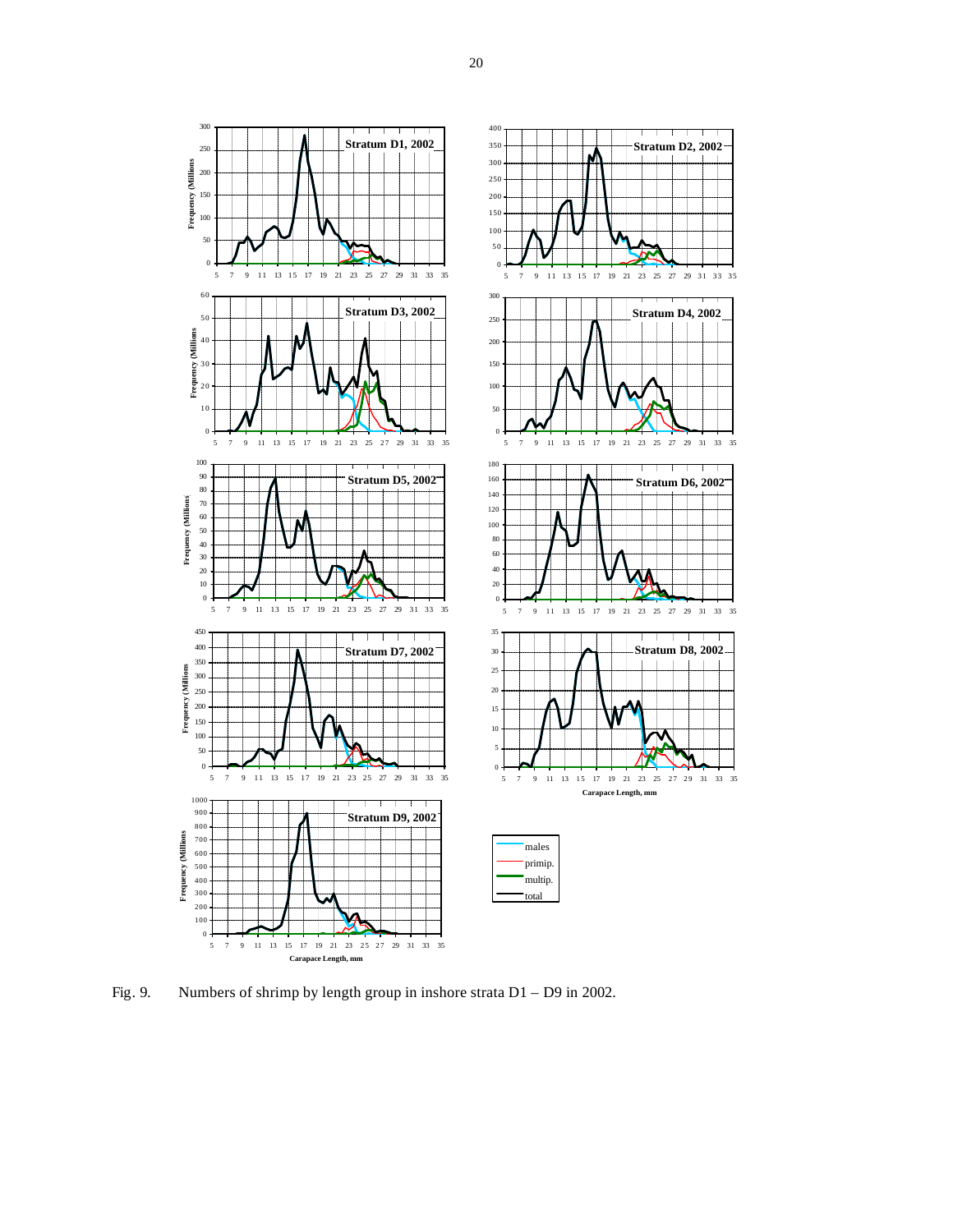Fig. 9. Numbers of shrimp by length group in inshore strata D1 – D9 in 2002.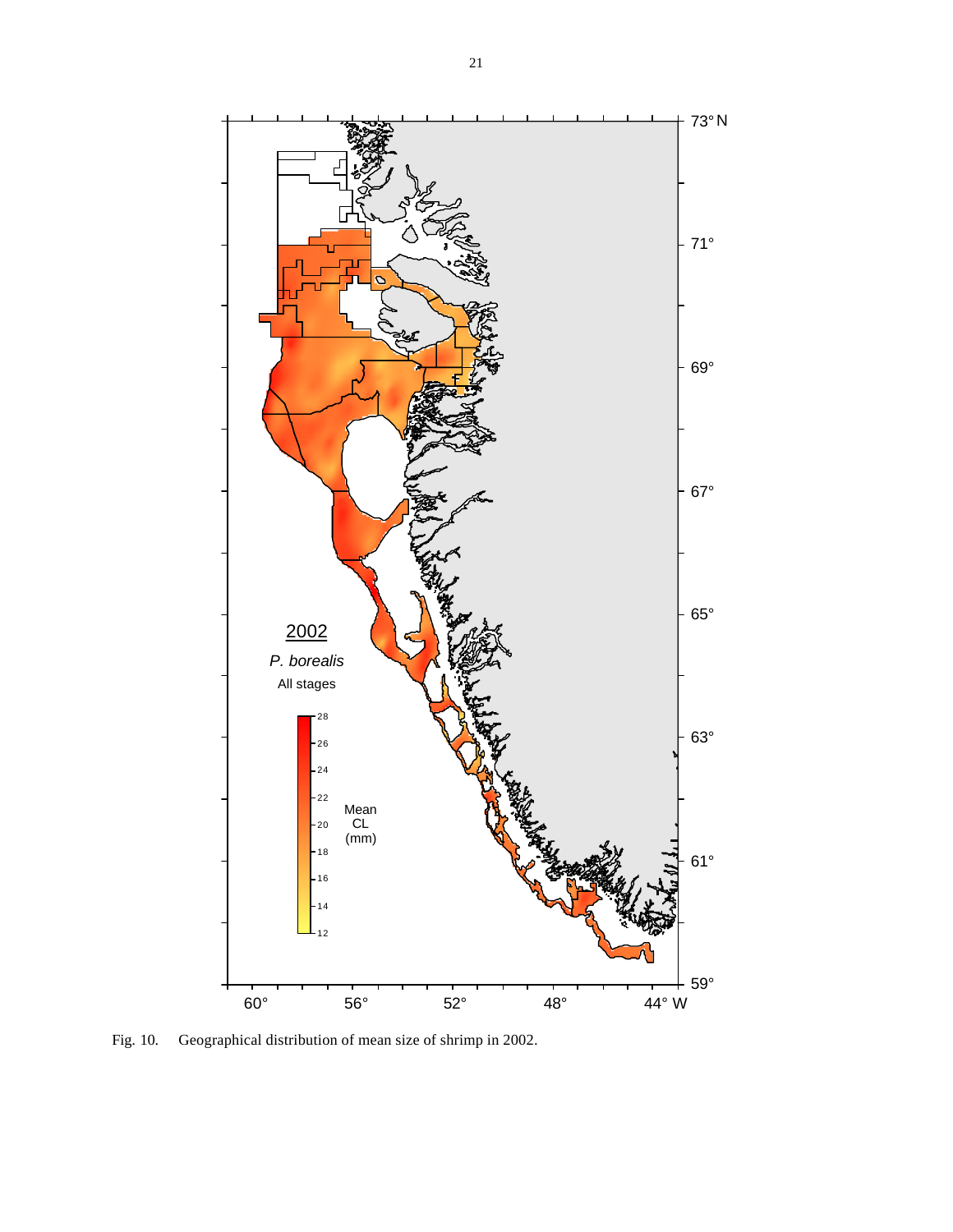Fig. 10. Geographical distribution of mean size of shrimp in 2002.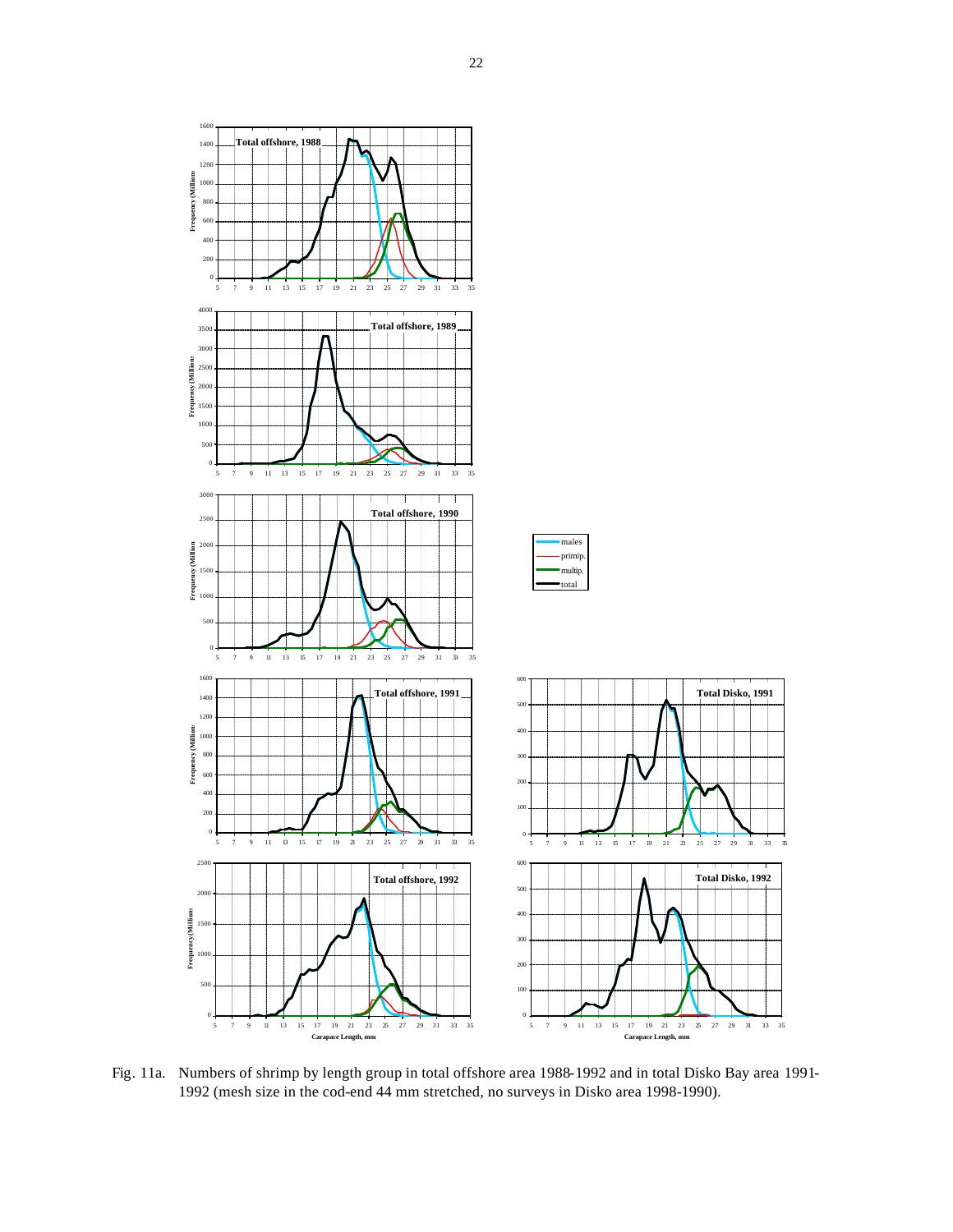Fig. 11a. Numbers of shrimp by length group in total offshore area 1988-1992 and in total Disko Bay area 1991-1992 (mesh size in the cod-end 44 mm stretched, no surveys in Disko area 1998-1990).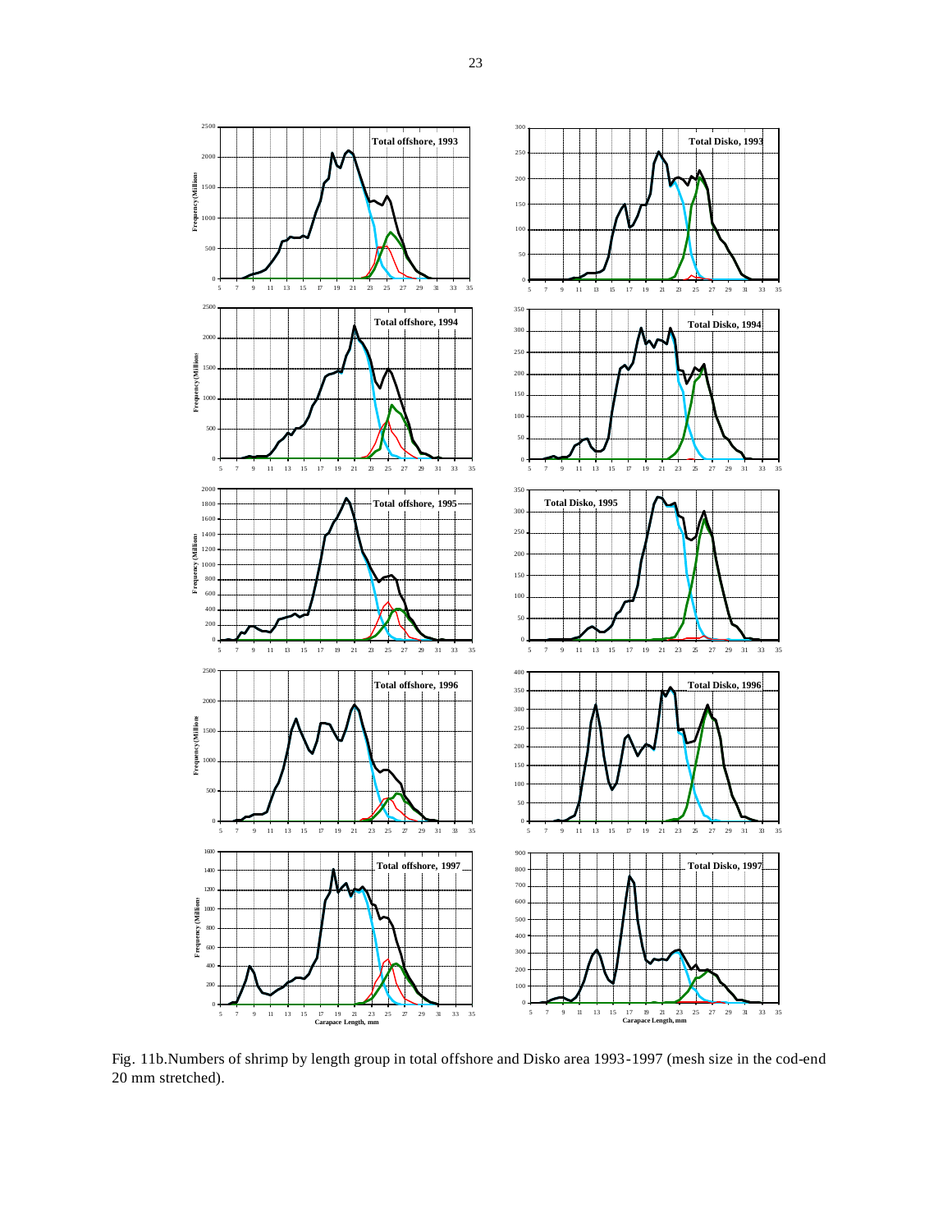Fig. 11b.Numbers of shrimp by length group in total offshore and Disko area 1993-1997 (mesh size in the cod-end 20 mm stretched).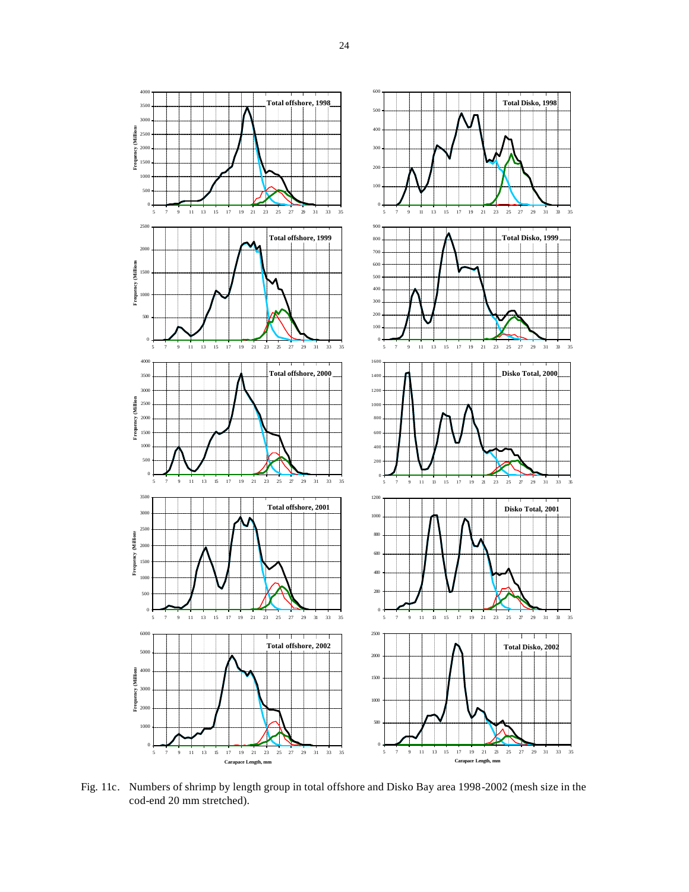Fig. 11c. Numbers of shrimp by length group in total offshore and Disko Bay area 1998-2002 (mesh size in the cod-end 20 mm stretched).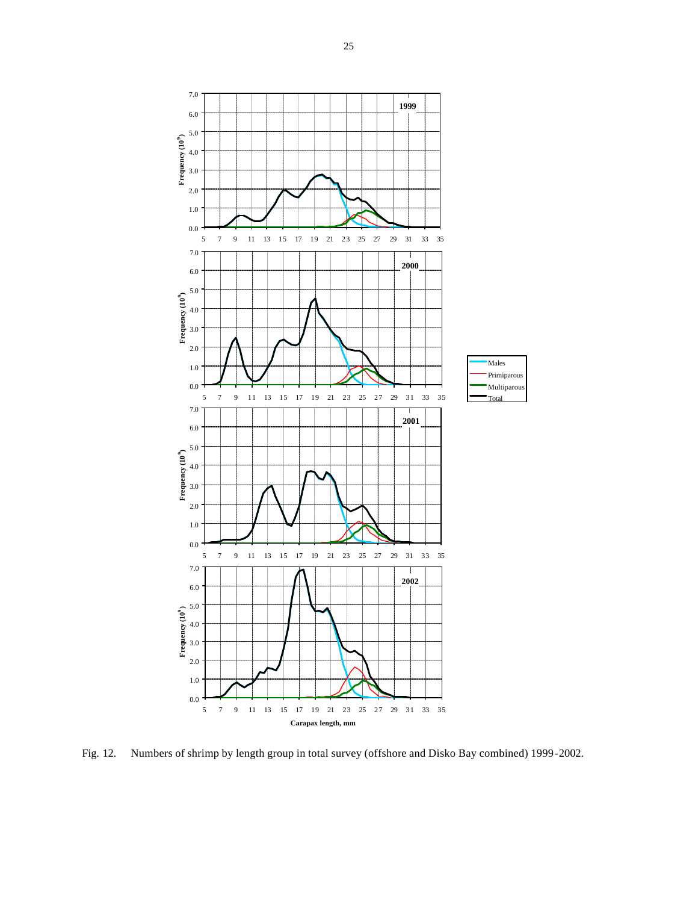1999

2000

2001

2002

Frequency ($10^9$)

0.0
1.0
2.0
3.0
4.0
5.0
6.0
7.0

5 7 9 11 13 15 17 19 21 23 25 27 29 31 33 35

Carapax length, mm

Males
Primiparous
Multiparous
Total

Fig. 12. Numbers of shrimp by length group in total survey (offshore and Disko Bay combined) 1999-2002.